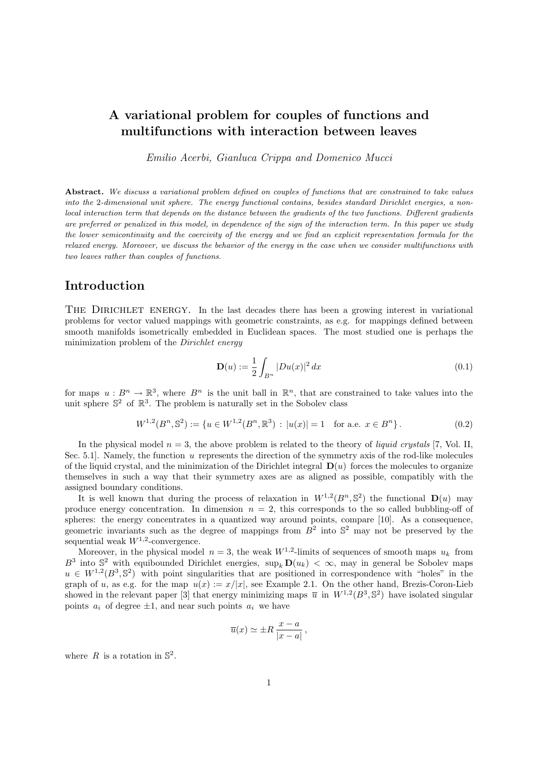# A variational problem for couples of functions and multifunctions with interaction between leaves

*Emilio Acerbi, Gianluca Crippa and Domenico Mucci*

**Abstract.** *We discuss a variational problem defined on couples of functions that are constrained to take values into the 2-dimensional unit sphere. The energy functional contains, besides standard Dirichlet energies, a non-local interaction term that depends on the distance between the gradients of the two functions. Different gradients are preferred or penalized in this model, in dependence of the sign of the interaction term. In this paper we study the lower semicontinuity and the coercivity of the energy and we find an explicit representation formula for the relaxed energy. Moreover, we discuss the behavior of the energy in the case when we consider multifunctions with two leaves rather than couples of functions.*

## Introduction

The Dirichlet energy. In the last decades there has been a growing interest in variational problems for vector valued mappings with geometric constraints, as e.g. for mappings defined between smooth manifolds isometrically embedded in Euclidean spaces. The most studied one is perhaps the minimization problem of the *Dirichlet energy*

$$\mathbf{D}(u) := \frac{1}{2} \int_{B^n} |Du(x)|^2 \, dx \tag{0.1}$$

for maps $u : B^n \to \mathbb{R}^3$, where $B^n$ is the unit ball in $\mathbb{R}^n$, that are constrained to take values into the unit sphere $\mathbb{S}^2$ of $\mathbb{R}^3$. The problem is naturally set in the Sobolev class

$$W^{1,2}(B^n, \mathbb{S}^2) := \{u \in W^{1,2}(B^n, \mathbb{R}^3) \, : \, |u(x)| = 1 \quad \text{for a.e. } x \in B^n\} \, . \tag{0.2}$$

In the physical model $n = 3$, the above problem is related to the theory of *liquid crystals* [7, Vol. II, Sec. 5.1]. Namely, the function $u$ represents the direction of the symmetry axis of the rod-like molecules of the liquid crystal, and the minimization of the Dirichlet integral $\mathbf{D}(u)$ forces the molecules to organize themselves in such a way that their symmetry axes are as aligned as possible, compatibly with the assigned boundary conditions.

It is well known that during the process of relaxation in $W^{1,2}(B^n, \mathbb{S}^2)$ the functional $\mathbf{D}(u)$ may produce energy concentration. In dimension $n = 2$, this corresponds to the so called bubbling-off of spheres: the energy concentrates in a quantized way around points, compare [10]. As a consequence, geometric invariants such as the degree of mappings from $B^2$ into $\mathbb{S}^2$ may not be preserved by the sequential weak $W^{1,2}$-convergence.

Moreover, in the physical model $n = 3$, the weak $W^{1,2}$-limits of sequences of smooth maps $u_k$ from $B^3$ into $\mathbb{S}^2$ with equibounded Dirichlet energies, $\sup_k \mathbf{D}(u_k) < \infty$, may in general be Sobolev maps $u \in W^{1,2}(B^3, \mathbb{S}^2)$ with point singularities that are positioned in correspondence with "holes" in the graph of $u$, as e.g. for the map $u(x) := x/|x|$, see Example 2.1. On the other hand, Brezis-Coron-Lieb showed in the relevant paper [3] that energy minimizing maps $\overline{u}$ in $W^{1,2}(B^3, \mathbb{S}^2)$ have isolated singular points $a_i$ of degree $\pm 1$, and near such points $a_i$ we have

$$\overline{u}(x) \simeq \pm R \, \frac{x - a}{|x - a|} \, ,$$

where $R$ is a rotation in $\mathbb{S}^2$.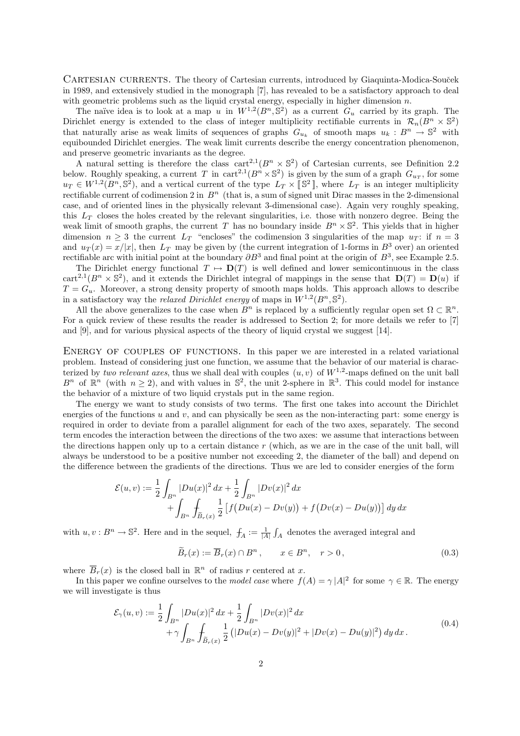Cartesian currents. The theory of Cartesian currents, introduced by Giaquinta-Modica-Souček in 1989, and extensively studied in the monograph [7], has revealed to be a satisfactory approach to deal with geometric problems such as the liquid crystal energy, especially in higher dimension $n$.

The naïve idea is to look at a map $u$ in $W^{1,2}(B^n, \mathbb{S}^2)$ as a current $G_u$ carried by its graph. The Dirichlet energy is extended to the class of integer multiplicity rectifiable currents in $\mathcal{R}_n(B^n \times \mathbb{S}^2)$ that naturally arise as weak limits of sequences of graphs $G_{u_k}$ of smooth maps $u_k : B^n \to \mathbb{S}^2$ with equibounded Dirichlet energies. The weak limit currents describe the energy concentration phenomenon, and preserve geometric invariants as the degree.

A natural setting is therefore the class $\text{cart}^{2,1}(B^n \times \mathbb{S}^2)$ of Cartesian currents, see Definition 2.2 below. Roughly speaking, a current $T$ in $\text{cart}^{2,1}(B^n \times \mathbb{S}^2)$ is given by the sum of a graph $G_{u_T}$, for some $u_T \in W^{1,2}(B^n, \mathbb{S}^2)$, and a vertical current of the type $L_T \times [\![ \mathbb{S}^2 ]\!]$, where $L_T$ is an integer multiplicity rectifiable current of codimension 2 in $B^n$ (that is, a sum of signed unit Dirac masses in the 2-dimensional case, and of oriented lines in the physically relevant 3-dimensional case). Again very roughly speaking, this $L_T$ closes the holes created by the relevant singularities, i.e. those with nonzero degree. Being the weak limit of smooth graphs, the current $T$ has no boundary inside $B^n \times \mathbb{S}^2$. This yields that in higher dimension $n \geq 3$ the current $L_T$ "encloses" the codimension 3 singularities of the map $u_T$: if $n = 3$ and $u_T(x) = x/|x|$, then $L_T$ may be given by (the current integration of 1-forms in $B^3$ over) an oriented rectifiable arc with initial point at the boundary $\partial B^3$ and final point at the origin of $B^3$, see Example 2.5.

The Dirichlet energy functional $T \mapsto \mathbf{D}(T)$ is well defined and lower semicontinuous in the class $\text{cart}^{2,1}(B^n \times \mathbb{S}^2)$, and it extends the Dirichlet integral of mappings in the sense that $\mathbf{D}(T) = \mathbf{D}(u)$ if $T = G_u$. Moreover, a strong density property of smooth maps holds. This approach allows to describe in a satisfactory way the *relaxed Dirichlet energy* of maps in $W^{1,2}(B^n, \mathbb{S}^2)$.

All the above generalizes to the case when $B^n$ is replaced by a sufficiently regular open set $\Omega \subset \mathbb{R}^n$. For a quick review of these results the reader is addressed to Section 2; for more details we refer to [7] and [9], and for various physical aspects of the theory of liquid crystal we suggest [14].

Energy of couples of functions. In this paper we are interested in a related variational problem. Instead of considering just one function, we assume that the behavior of our material is characterized by *two relevant axes*, thus we shall deal with couples $(u, v)$ of $W^{1,2}$-maps defined on the unit ball $B^n$ of $\mathbb{R}^n$ (with $n \geq 2$), and with values in $\mathbb{S}^2$, the unit 2-sphere in $\mathbb{R}^3$. This could model for instance the behavior of a mixture of two liquid crystals put in the same region.

The energy we want to study consists of two terms. The first one takes into account the Dirichlet energies of the functions $u$ and $v$, and can physically be seen as the non-interacting part: some energy is required in order to deviate from a parallel alignment for each of the two axes, separately. The second term encodes the interaction between the directions of the two axes: we assume that interactions between the directions happen only up to a certain distance $r$ (which, as we are in the case of the unit ball, will always be understood to be a positive number not exceeding 2, the diameter of the ball) and depend on the difference between the gradients of the directions. Thus we are led to consider energies of the form

$$\begin{aligned}\mathcal{E}(u,v) := \frac{1}{2}\int_{B^n} |Du(x)|^2\,dx + \frac{1}{2}\int_{B^n} |Dv(x)|^2\,dx \\ + \int_{B^n} \fint_{\widetilde{B}_r(x)} \frac{1}{2}\left[ f\big(Du(x) - Dv(y)\big) + f\big(Dv(x) - Du(y)\big)\right] dy\,dx\end{aligned}$$

with $u, v : B^n \to \mathbb{S}^2$. Here and in the sequel, $\fint_A := \frac{1}{|A|}\int_A$ denotes the averaged integral and

$$\widetilde{B}_r(x) := \overline{B}_r(x) \cap B^n, \qquad x \in B^n, \quad r > 0, \tag{0.3}$$

where $\overline{B}_r(x)$ is the closed ball in $\mathbb{R}^n$ of radius $r$ centered at $x$.

In this paper we confine ourselves to the *model case* where $f(A) = \gamma\,|A|^2$ for some $\gamma \in \mathbb{R}$. The energy we will investigate is thus

$$\begin{aligned}\mathcal{E}_\gamma(u,v) := \frac{1}{2}\int_{B^n} |Du(x)|^2\,dx + \frac{1}{2}\int_{B^n} |Dv(x)|^2\,dx \\ + \gamma \int_{B^n} \fint_{\widetilde{B}_r(x)} \frac{1}{2}\left(|Du(x) - Dv(y)|^2 + |Dv(x) - Du(y)|^2\right) dy\,dx\,.\end{aligned} \tag{0.4}$$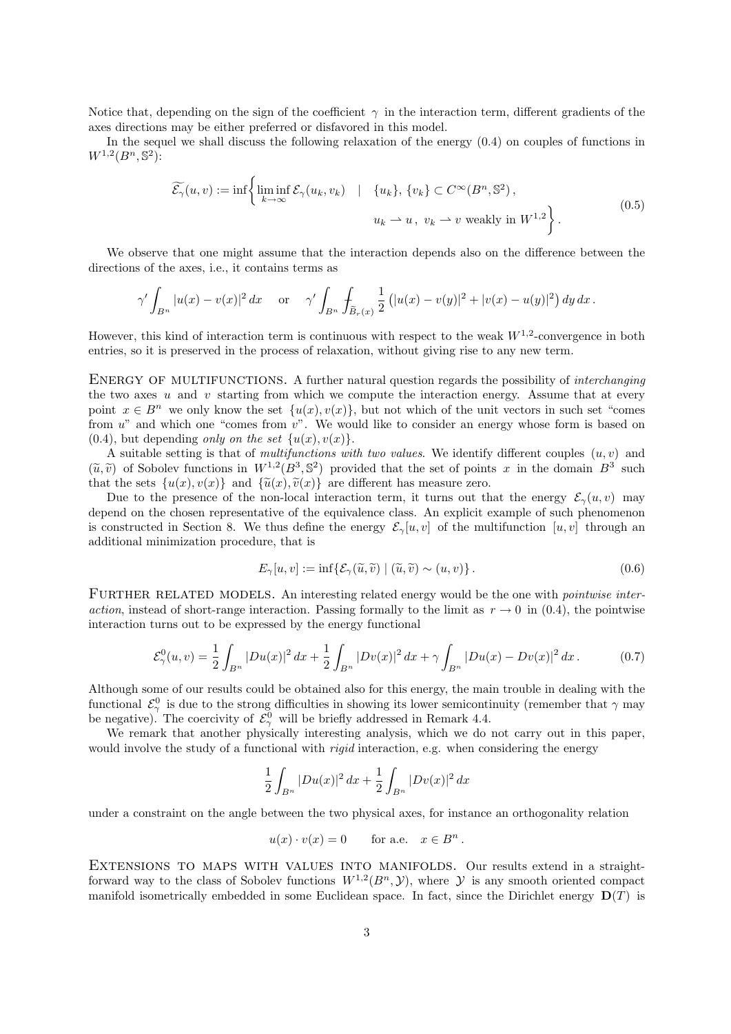Notice that, depending on the sign of the coefficient $\gamma$ in the interaction term, different gradients of the axes directions may be either preferred or disfavored in this model.

In the sequel we shall discuss the following relaxation of the energy (0.4) on couples of functions in $W^{1,2}(B^n, \mathbb{S}^2)$:

$$
\widetilde{\mathcal{E}_\gamma}(u,v) := \inf\bigg\{ \liminf_{k\to\infty} \mathcal{E}_\gamma(u_k, v_k) \quad | \quad \{u_k\}, \{v_k\} \subset C^\infty(B^n, \mathbb{S}^2)\,, \\ u_k \rightharpoonup u\,,\ v_k \rightharpoonup v \text{ weakly in } W^{1,2} \bigg\}. \tag{0.5}
$$

We observe that one might assume that the interaction depends also on the difference between the directions of the axes, i.e., it contains terms as

$$
\gamma' \int_{B^n} |u(x) - v(x)|^2 \, dx \qquad \text{or} \qquad \gamma' \int_{B^n} \fint_{\widetilde{B}_r(x)} \frac{1}{2} \left( |u(x) - v(y)|^2 + |v(x) - u(y)|^2 \right) dy \, dx\,.
$$

However, this kind of interaction term is continuous with respect to the weak $W^{1,2}$-convergence in both entries, so it is preserved in the process of relaxation, without giving rise to any new term.

**Energy of multifunctions.** A further natural question regards the possibility of *interchanging* the two axes $u$ and $v$ starting from which we compute the interaction energy. Assume that at every point $x \in B^n$ we only know the set $\{u(x), v(x)\}$, but not which of the unit vectors in such set "comes from $u$" and which one "comes from $v$". We would like to consider an energy whose form is based on (0.4), but depending *only on the set* $\{u(x), v(x)\}$.

A suitable setting is that of *multifunctions with two values*. We identify different couples $(u, v)$ and $(\widetilde{u}, \widetilde{v})$ of Sobolev functions in $W^{1,2}(B^3, \mathbb{S}^2)$ provided that the set of points $x$ in the domain $B^3$ such that the sets $\{u(x), v(x)\}$ and $\{\widetilde{u}(x), \widetilde{v}(x)\}$ are different has measure zero.

Due to the presence of the non-local interaction term, it turns out that the energy $\mathcal{E}_\gamma(u, v)$ may depend on the chosen representative of the equivalence class. An explicit example of such phenomenon is constructed in Section 8. We thus define the energy $\mathcal{E}_\gamma[u, v]$ of the multifunction $[u, v]$ through an additional minimization procedure, that is

$$
E_\gamma[u, v] := \inf\{\mathcal{E}_\gamma(\widetilde{u}, \widetilde{v}) \mid (\widetilde{u}, \widetilde{v}) \sim (u, v)\}\,. \tag{0.6}
$$

**Further related models.** An interesting related energy would be the one with *pointwise interaction*, instead of short-range interaction. Passing formally to the limit as $r \to 0$ in (0.4), the pointwise interaction turns out to be expressed by the energy functional

$$
\mathcal{E}^0_\gamma(u, v) = \frac{1}{2} \int_{B^n} |Du(x)|^2 \, dx + \frac{1}{2} \int_{B^n} |Dv(x)|^2 \, dx + \gamma \int_{B^n} |Du(x) - Dv(x)|^2 \, dx\,. \tag{0.7}
$$

Although some of our results could be obtained also for this energy, the main trouble in dealing with the functional $\mathcal{E}^0_\gamma$ is due to the strong difficulties in showing its lower semicontinuity (remember that $\gamma$ may be negative). The coercivity of $\mathcal{E}^0_\gamma$ will be briefly addressed in Remark 4.4.

We remark that another physically interesting analysis, which we do not carry out in this paper, would involve the study of a functional with *rigid* interaction, e.g. when considering the energy

$$
\frac{1}{2} \int_{B^n} |Du(x)|^2 \, dx + \frac{1}{2} \int_{B^n} |Dv(x)|^2 \, dx
$$

under a constraint on the angle between the two physical axes, for instance an orthogonality relation

$$
u(x) \cdot v(x) = 0 \qquad \text{for a.e.} \quad x \in B^n\,.
$$

**Extensions to maps with values into manifolds.** Our results extend in a straightforward way to the class of Sobolev functions $W^{1,2}(B^n, \mathcal{Y})$, where $\mathcal{Y}$ is any smooth oriented compact manifold isometrically embedded in some Euclidean space. In fact, since the Dirichlet energy $\mathbf{D}(T)$ is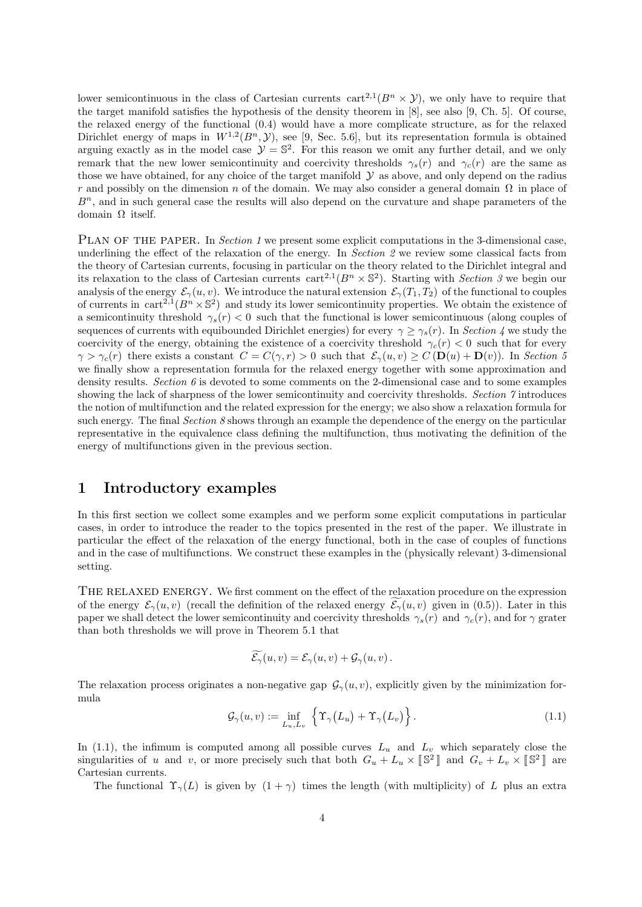lower semicontinuous in the class of Cartesian currents $\mathrm{cart}^{2,1}(B^n \times \mathcal{Y})$, we only have to require that the target manifold satisfies the hypothesis of the density theorem in [8], see also [9, Ch. 5]. Of course, the relaxed energy of the functional (0.4) would have a more complicate structure, as for the relaxed Dirichlet energy of maps in $W^{1,2}(B^n, \mathcal{Y})$, see [9, Sec. 5.6], but its representation formula is obtained arguing exactly as in the model case $\mathcal{Y} = \mathbb{S}^2$. For this reason we omit any further detail, and we only remark that the new lower semicontinuity and coercivity thresholds $\gamma_s(r)$ and $\gamma_c(r)$ are the same as those we have obtained, for any choice of the target manifold $\mathcal{Y}$ as above, and only depend on the radius $r$ and possibly on the dimension $n$ of the domain. We may also consider a general domain $\Omega$ in place of $B^n$, and in such general case the results will also depend on the curvature and shape parameters of the domain $\Omega$ itself.

PLAN OF THE PAPER. In *Section 1* we present some explicit computations in the 3-dimensional case, underlining the effect of the relaxation of the energy. In *Section 2* we review some classical facts from the theory of Cartesian currents, focusing in particular on the theory related to the Dirichlet integral and its relaxation to the class of Cartesian currents $\mathrm{cart}^{2,1}(B^n \times \mathbb{S}^2)$. Starting with *Section 3* we begin our analysis of the energy $\mathcal{E}_\gamma(u, v)$. We introduce the natural extension $\mathcal{E}_\gamma(T_1, T_2)$ of the functional to couples of currents in $\mathrm{cart}^{2,1}(B^n \times \mathbb{S}^2)$ and study its lower semicontinuity properties. We obtain the existence of a semicontinuity threshold $\gamma_s(r) < 0$ such that the functional is lower semicontinuous (along couples of sequences of currents with equibounded Dirichlet energies) for every $\gamma \geq \gamma_s(r)$. In *Section 4* we study the coercivity of the energy, obtaining the existence of a coercivity threshold $\gamma_c(r) < 0$ such that for every $\gamma > \gamma_c(r)$ there exists a constant $C = C(\gamma, r) > 0$ such that $\mathcal{E}_\gamma(u, v) \geq C\,(\mathbf{D}(u) + \mathbf{D}(v))$. In *Section 5* we finally show a representation formula for the relaxed energy together with some approximation and density results. *Section 6* is devoted to some comments on the 2-dimensional case and to some examples showing the lack of sharpness of the lower semicontinuity and coercivity thresholds. *Section 7* introduces the notion of multifunction and the related expression for the energy; we also show a relaxation formula for such energy. The final *Section 8* shows through an example the dependence of the energy on the particular representative in the equivalence class defining the multifunction, thus motivating the definition of the energy of multifunctions given in the previous section.

# 1 Introductory examples

In this first section we collect some examples and we perform some explicit computations in particular cases, in order to introduce the reader to the topics presented in the rest of the paper. We illustrate in particular the effect of the relaxation of the energy functional, both in the case of couples of functions and in the case of multifunctions. We construct these examples in the (physically relevant) 3-dimensional setting.

THE RELAXED ENERGY. We first comment on the effect of the relaxation procedure on the expression of the energy $\mathcal{E}_\gamma(u, v)$ (recall the definition of the relaxed energy $\widetilde{\mathcal{E}_\gamma}(u, v)$ given in (0.5)). Later in this paper we shall detect the lower semicontinuity and coercivity thresholds $\gamma_s(r)$ and $\gamma_c(r)$, and for $\gamma$ grater than both thresholds we will prove in Theorem 5.1 that

$$\widetilde{\mathcal{E}_\gamma}(u, v) = \mathcal{E}_\gamma(u, v) + \mathcal{G}_\gamma(u, v)\,.$$

The relaxation process originates a non-negative gap $\mathcal{G}_\gamma(u, v)$, explicitly given by the minimization formula

$$\mathcal{G}_\gamma(u, v) := \inf_{L_u, L_v} \left\{ \Upsilon_\gamma(L_u) + \Upsilon_\gamma(L_v) \right\}. \tag{1.1}$$

In (1.1), the infimum is computed among all possible curves $L_u$ and $L_v$ which separately close the singularities of $u$ and $v$, or more precisely such that both $G_u + L_u \times [\![\mathbb{S}^2]\!]$ and $G_v + L_v \times [\![\mathbb{S}^2]\!]$ are Cartesian currents.

The functional $\Upsilon_\gamma(L)$ is given by $(1 + \gamma)$ times the length (with multiplicity) of $L$ plus an extra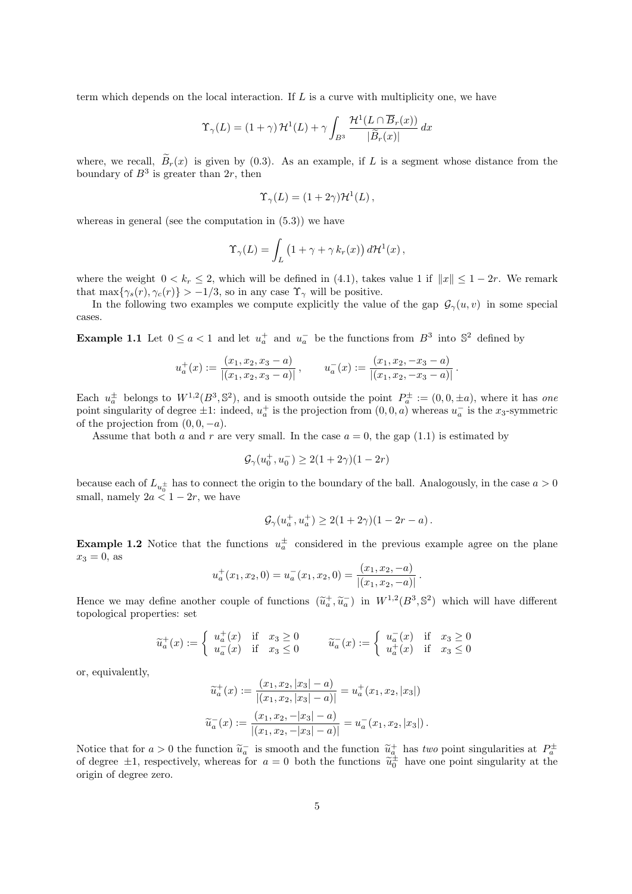term which depends on the local interaction. If $L$ is a curve with multiplicity one, we have

$$\Upsilon_\gamma(L) = (1+\gamma)\,\mathcal{H}^1(L) + \gamma \int_{B^3} \frac{\mathcal{H}^1(L\cap \overline{B}_r(x))}{|\widetilde{B}_r(x)|}\,dx$$

where, we recall, $\widetilde{B}_r(x)$ is given by (0.3). As an example, if $L$ is a segment whose distance from the boundary of $B^3$ is greater than $2r$, then

$$\Upsilon_\gamma(L) = (1+2\gamma)\mathcal{H}^1(L)\,,$$

whereas in general (see the computation in (5.3)) we have

$$\Upsilon_\gamma(L) = \int_L \big(1+\gamma+\gamma\,k_r(x)\big)\,d\mathcal{H}^1(x)\,,$$

where the weight $0 < k_r \leq 2$, which will be defined in (4.1), takes value 1 if $\|x\| \leq 1-2r$. We remark that $\max\{\gamma_s(r), \gamma_c(r)\} > -1/3$, so in any case $\Upsilon_\gamma$ will be positive.

In the following two examples we compute explicitly the value of the gap $\mathcal{G}_\gamma(u,v)$ in some special cases.

**Example 1.1** Let $0 \leq a < 1$ and let $u_a^+$ and $u_a^-$ be the functions from $B^3$ into $\mathbb{S}^2$ defined by

$$u_a^+(x) := \frac{(x_1,x_2,x_3-a)}{|(x_1,x_2,x_3-a)|}\,, \qquad u_a^-(x) := \frac{(x_1,x_2,-x_3-a)}{|(x_1,x_2,-x_3-a)|}\,.$$

Each $u_a^\pm$ belongs to $W^{1,2}(B^3,\mathbb{S}^2)$, and is smooth outside the point $P_a^\pm := (0,0,\pm a)$, where it has *one* point singularity of degree $\pm 1$: indeed, $u_a^+$ is the projection from $(0,0,a)$ whereas $u_a^-$ is the $x_3$-symmetric of the projection from $(0,0,-a)$.

Assume that both $a$ and $r$ are very small. In the case $a = 0$, the gap (1.1) is estimated by

$$\mathcal{G}_\gamma(u_0^+,u_0^-) \geq 2(1+2\gamma)(1-2r)$$

because each of $L_{u_0^\pm}$ has to connect the origin to the boundary of the ball. Analogously, in the case $a > 0$ small, namely $2a < 1-2r$, we have

$$\mathcal{G}_\gamma(u_a^+,u_a^+) \geq 2(1+2\gamma)(1-2r-a)\,.$$

**Example 1.2** Notice that the functions $u_a^\pm$ considered in the previous example agree on the plane $x_3 = 0$, as

$$u_a^+(x_1,x_2,0) = u_a^-(x_1,x_2,0) = \frac{(x_1,x_2,-a)}{|(x_1,x_2,-a)|}\,.$$

Hence we may define another couple of functions $(\widetilde{u}_a^+,\widetilde{u}_a^-)$ in $W^{1,2}(B^3,\mathbb{S}^2)$ which will have different topological properties: set

$$\widetilde{u}_a^+(x) := \begin{cases} u_a^+(x) & \text{if} \quad x_3 \geq 0 \\ u_a^-(x) & \text{if} \quad x_3 \leq 0 \end{cases} \qquad \widetilde{u}_a^-(x) := \begin{cases} u_a^-(x) & \text{if} \quad x_3 \geq 0 \\ u_a^+(x) & \text{if} \quad x_3 \leq 0 \end{cases}$$

or, equivalently,

$$\widetilde{u}_a^+(x) := \frac{(x_1,x_2,|x_3|-a)}{|(x_1,x_2,|x_3|-a)|} = u_a^+(x_1,x_2,|x_3|)$$

$$\widetilde{u}_a^-(x) := \frac{(x_1,x_2,-|x_3|-a)}{|(x_1,x_2,-|x_3|-a)|} = u_a^-(x_1,x_2,|x_3|)\,.$$

Notice that for $a > 0$ the function $\widetilde{u}_a^-$ is smooth and the function $\widetilde{u}_a^+$ has *two* point singularities at $P_a^\pm$ of degree $\pm 1$, respectively, whereas for $a = 0$ both the functions $\widetilde{u}_0^\pm$ have one point singularity at the origin of degree zero.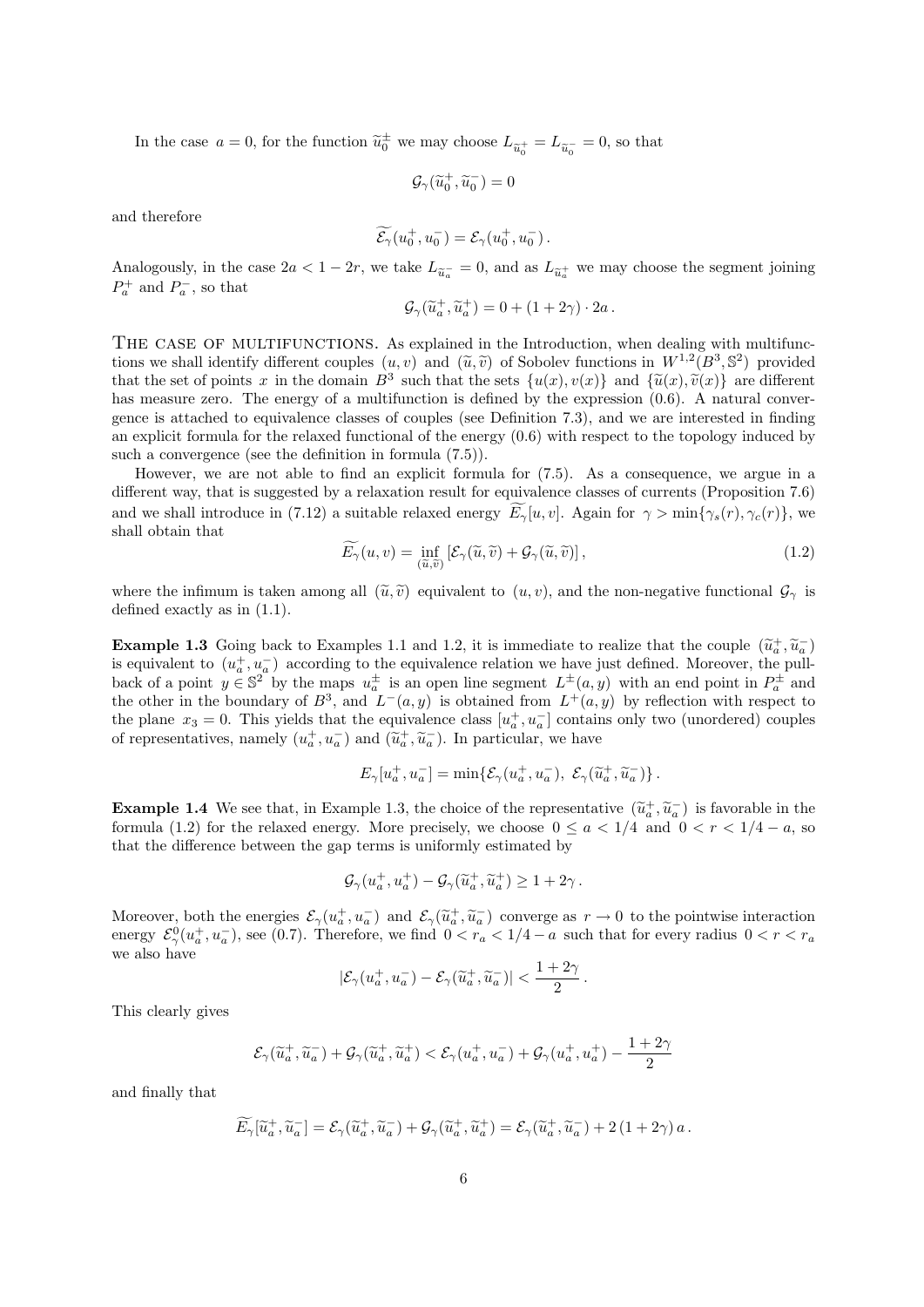In the case $a = 0$, for the function $\widetilde{u}_0^\pm$ we may choose $L_{\widetilde{u}_0^+} = L_{\widetilde{u}_0^-} = 0$, so that

$$\mathcal{G}_\gamma(\widetilde{u}_0^+, \widetilde{u}_0^-) = 0$$

and therefore

$$\widetilde{\mathcal{E}_\gamma}(u_0^+, u_0^-) = \mathcal{E}_\gamma(u_0^+, u_0^-)\,.$$

Analogously, in the case $2a < 1 - 2r$, we take $L_{\widetilde{u}_a^-} = 0$, and as $L_{\widetilde{u}_a^+}$ we may choose the segment joining $P_a^+$ and $P_a^-$, so that

$$\mathcal{G}_\gamma(\widetilde{u}_a^+, \widetilde{u}_a^+) = 0 + (1 + 2\gamma)\cdot 2a\,.$$

THE CASE OF MULTIFUNCTIONS. As explained in the Introduction, when dealing with multifunctions we shall identify different couples $(u, v)$ and $(\widetilde{u}, \widetilde{v})$ of Sobolev functions in $W^{1,2}(B^3, \mathbb{S}^2)$ provided that the set of points $x$ in the domain $B^3$ such that the sets $\{u(x), v(x)\}$ and $\{\widetilde{u}(x), \widetilde{v}(x)\}$ are different has measure zero. The energy of a multifunction is defined by the expression (0.6). A natural convergence is attached to equivalence classes of couples (see Definition 7.3), and we are interested in finding an explicit formula for the relaxed functional of the energy (0.6) with respect to the topology induced by such a convergence (see the definition in formula (7.5)).

However, we are not able to find an explicit formula for (7.5). As a consequence, we argue in a different way, that is suggested by a relaxation result for equivalence classes of currents (Proposition 7.6) and we shall introduce in (7.12) a suitable relaxed energy $\widetilde{E_\gamma}[u, v]$. Again for $\gamma > \min\{\gamma_s(r), \gamma_c(r)\}$, we shall obtain that

$$\widetilde{E_\gamma}(u, v) = \inf_{(\widetilde{u}, \widetilde{v})} \left[\mathcal{E}_\gamma(\widetilde{u}, \widetilde{v}) + \mathcal{G}_\gamma(\widetilde{u}, \widetilde{v})\right], \tag{1.2}$$

where the infimum is taken among all $(\widetilde{u}, \widetilde{v})$ equivalent to $(u, v)$, and the non-negative functional $\mathcal{G}_\gamma$ is defined exactly as in (1.1).

**Example 1.3** Going back to Examples 1.1 and 1.2, it is immediate to realize that the couple $(\widetilde{u}_a^+, \widetilde{u}_a^-)$ is equivalent to $(u_a^+, u_a^-)$ according to the equivalence relation we have just defined. Moreover, the pull-back of a point $y \in \mathbb{S}^2$ by the maps $u_a^\pm$ is an open line segment $L^\pm(a, y)$ with an end point in $P_a^\pm$ and the other in the boundary of $B^3$, and $L^-(a, y)$ is obtained from $L^+(a, y)$ by reflection with respect to the plane $x_3 = 0$. This yields that the equivalence class $[u_a^+, u_a^-]$ contains only two (unordered) couples of representatives, namely $(u_a^+, u_a^-)$ and $(\widetilde{u}_a^+, \widetilde{u}_a^-)$. In particular, we have

$$E_\gamma[u_a^+, u_a^-] = \min\{\mathcal{E}_\gamma(u_a^+, u_a^-),\ \mathcal{E}_\gamma(\widetilde{u}_a^+, \widetilde{u}_a^-)\}\,.$$

**Example 1.4** We see that, in Example 1.3, the choice of the representative $(\widetilde{u}_a^+, \widetilde{u}_a^-)$ is favorable in the formula (1.2) for the relaxed energy. More precisely, we choose $0 \le a < 1/4$ and $0 < r < 1/4 - a$, so that the difference between the gap terms is uniformly estimated by

$$\mathcal{G}_\gamma(u_a^+, u_a^+) - \mathcal{G}_\gamma(\widetilde{u}_a^+, \widetilde{u}_a^+) \ge 1 + 2\gamma\,.$$

Moreover, both the energies $\mathcal{E}_\gamma(u_a^+, u_a^-)$ and $\mathcal{E}_\gamma(\widetilde{u}_a^+, \widetilde{u}_a^-)$ converge as $r \to 0$ to the pointwise interaction energy $\mathcal{E}_\gamma^0(u_a^+, u_a^-)$, see (0.7). Therefore, we find $0 < r_a < 1/4 - a$ such that for every radius $0 < r < r_a$ we also have

$$|\mathcal{E}_\gamma(u_a^+, u_a^-) - \mathcal{E}_\gamma(\widetilde{u}_a^+, \widetilde{u}_a^-)| < \frac{1 + 2\gamma}{2}\,.$$

This clearly gives

$$\mathcal{E}_\gamma(\widetilde{u}_a^+, \widetilde{u}_a^-) + \mathcal{G}_\gamma(\widetilde{u}_a^+, \widetilde{u}_a^+) < \mathcal{E}_\gamma(u_a^+, u_a^-) + \mathcal{G}_\gamma(u_a^+, u_a^+) - \frac{1 + 2\gamma}{2}$$

and finally that

$$\widetilde{E_\gamma}[\widetilde{u}_a^+, \widetilde{u}_a^-] = \mathcal{E}_\gamma(\widetilde{u}_a^+, \widetilde{u}_a^-) + \mathcal{G}_\gamma(\widetilde{u}_a^+, \widetilde{u}_a^+) = \mathcal{E}_\gamma(\widetilde{u}_a^+, \widetilde{u}_a^-) + 2\,(1 + 2\gamma)\,a\,.$$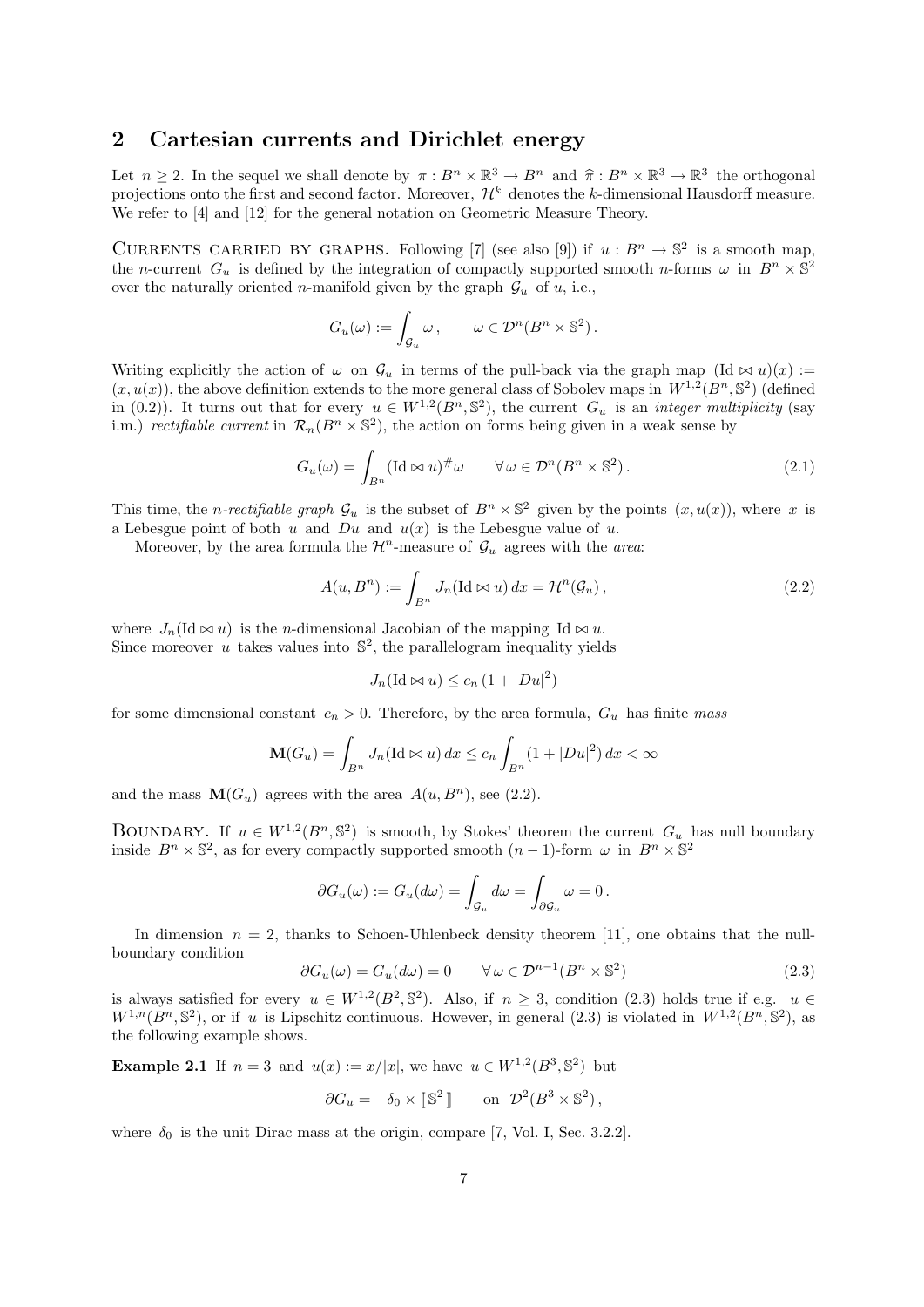## 2 Cartesian currents and Dirichlet energy

Let $n \geq 2$. In the sequel we shall denote by $\pi : B^n \times \mathbb{R}^3 \to B^n$ and $\widehat{\pi} : B^n \times \mathbb{R}^3 \to \mathbb{R}^3$ the orthogonal projections onto the first and second factor. Moreover, $\mathcal{H}^k$ denotes the $k$-dimensional Hausdorff measure. We refer to [4] and [12] for the general notation on Geometric Measure Theory.

Currents carried by graphs. Following [7] (see also [9]) if $u : B^n \to \mathbb{S}^2$ is a smooth map, the $n$-current $G_u$ is defined by the integration of compactly supported smooth $n$-forms $\omega$ in $B^n \times \mathbb{S}^2$ over the naturally oriented $n$-manifold given by the graph $\mathcal{G}_u$ of $u$, i.e.,

$$G_u(\omega) := \int_{\mathcal{G}_u} \omega \,, \qquad \omega \in \mathcal{D}^n(B^n \times \mathbb{S}^2)\,.$$

Writing explicitly the action of $\omega$ on $\mathcal{G}_u$ in terms of the pull-back via the graph map $(\mathrm{Id} \bowtie u)(x) := (x, u(x))$, the above definition extends to the more general class of Sobolev maps in $W^{1,2}(B^n, \mathbb{S}^2)$ (defined in (0.2)). It turns out that for every $u \in W^{1,2}(B^n, \mathbb{S}^2)$, the current $G_u$ is an *integer multiplicity* (say i.m.) *rectifiable current* in $\mathcal{R}_n(B^n \times \mathbb{S}^2)$, the action on forms being given in a weak sense by

$$G_u(\omega) = \int_{B^n} (\mathrm{Id} \bowtie u)^{\#}\omega \qquad \forall\, \omega \in \mathcal{D}^n(B^n \times \mathbb{S}^2)\,. \tag{2.1}$$

This time, the *n-rectifiable graph* $\mathcal{G}_u$ is the subset of $B^n \times \mathbb{S}^2$ given by the points $(x, u(x))$, where $x$ is a Lebesgue point of both $u$ and $Du$ and $u(x)$ is the Lebesgue value of $u$.

Moreover, by the area formula the $\mathcal{H}^n$-measure of $\mathcal{G}_u$ agrees with the *area*:

$$A(u, B^n) := \int_{B^n} J_n(\mathrm{Id} \bowtie u)\, dx = \mathcal{H}^n(\mathcal{G}_u)\,, \tag{2.2}$$

where $J_n(\mathrm{Id} \bowtie u)$ is the $n$-dimensional Jacobian of the mapping $\mathrm{Id} \bowtie u$.
Since moreover $u$ takes values into $\mathbb{S}^2$, the parallelogram inequality yields

$$J_n(\mathrm{Id} \bowtie u) \leq c_n\,(1 + |Du|^2)$$

for some dimensional constant $c_n > 0$. Therefore, by the area formula, $G_u$ has finite *mass*

$$\mathbf{M}(G_u) = \int_{B^n} J_n(\mathrm{Id} \bowtie u)\, dx \leq c_n \int_{B^n} (1 + |Du|^2)\, dx < \infty$$

and the mass $\mathbf{M}(G_u)$ agrees with the area $A(u, B^n)$, see (2.2).

Boundary. If $u \in W^{1,2}(B^n, \mathbb{S}^2)$ is smooth, by Stokes' theorem the current $G_u$ has null boundary inside $B^n \times \mathbb{S}^2$, as for every compactly supported smooth $(n-1)$-form $\omega$ in $B^n \times \mathbb{S}^2$

$$\partial G_u(\omega) := G_u(d\omega) = \int_{\mathcal{G}_u} d\omega = \int_{\partial \mathcal{G}_u} \omega = 0\,.$$

In dimension $n = 2$, thanks to Schoen-Uhlenbeck density theorem [11], one obtains that the null-boundary condition

$$\partial G_u(\omega) = G_u(d\omega) = 0 \qquad \forall\, \omega \in \mathcal{D}^{n-1}(B^n \times \mathbb{S}^2) \tag{2.3}$$

is always satisfied for every $u \in W^{1,2}(B^2, \mathbb{S}^2)$. Also, if $n \geq 3$, condition (2.3) holds true if e.g. $u \in W^{1,n}(B^n, \mathbb{S}^2)$, or if $u$ is Lipschitz continuous. However, in general (2.3) is violated in $W^{1,2}(B^n, \mathbb{S}^2)$, as the following example shows.

**Example 2.1** If $n = 3$ and $u(x) := x/|x|$, we have $u \in W^{1,2}(B^3, \mathbb{S}^2)$ but

$$\partial G_u = -\delta_0 \times [\![\, \mathbb{S}^2 \,]\!] \qquad \text{on } \mathcal{D}^2(B^3 \times \mathbb{S}^2)\,,$$

where $\delta_0$ is the unit Dirac mass at the origin, compare [7, Vol. I, Sec. 3.2.2].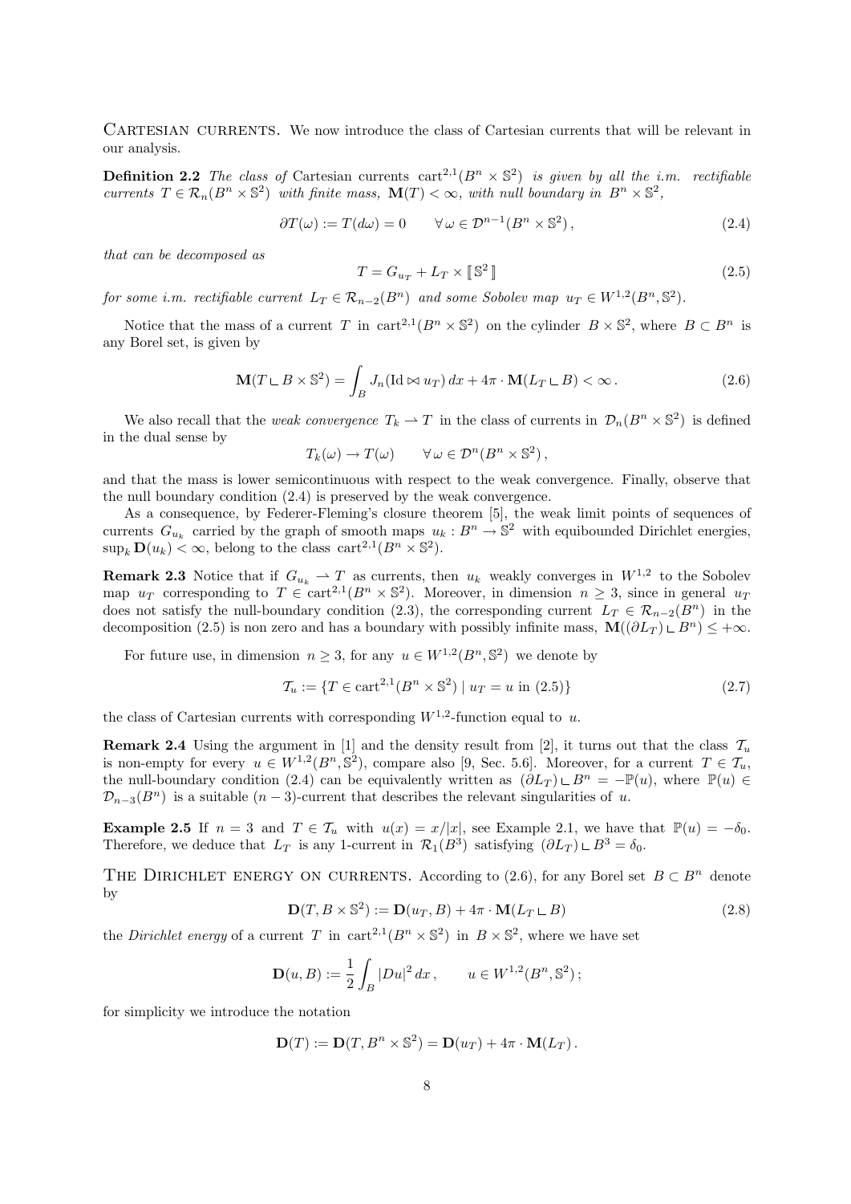Cartesian currents. We now introduce the class of Cartesian currents that will be relevant in our analysis.

**Definition 2.2** *The class of* Cartesian currents $\text{cart}^{2,1}(B^n \times \mathbb{S}^2)$ *is given by all the i.m. rectifiable currents $T \in \mathcal{R}_n(B^n \times \mathbb{S}^2)$ with finite mass, $\mathbf{M}(T) < \infty$, with null boundary in $B^n \times \mathbb{S}^2$,*

$$\partial T(\omega) := T(d\omega) = 0 \qquad \forall\, \omega \in \mathcal{D}^{n-1}(B^n \times \mathbb{S}^2)\,, \tag{2.4}$$

*that can be decomposed as*

$$T = G_{u_T} + L_T \times [\![ \mathbb{S}^2 ]\!] \tag{2.5}$$

*for some i.m. rectifiable current $L_T \in \mathcal{R}_{n-2}(B^n)$ and some Sobolev map $u_T \in W^{1,2}(B^n, \mathbb{S}^2)$.*

Notice that the mass of a current $T$ in $\text{cart}^{2,1}(B^n \times \mathbb{S}^2)$ on the cylinder $B \times \mathbb{S}^2$, where $B \subset B^n$ is any Borel set, is given by

$$\mathbf{M}(T \llcorner B \times \mathbb{S}^2) = \int_B J_n(\text{Id} \bowtie u_T)\, dx + 4\pi \cdot \mathbf{M}(L_T \llcorner B) < \infty\,. \tag{2.6}$$

We also recall that the *weak convergence* $T_k \rightharpoonup T$ in the class of currents in $\mathcal{D}_n(B^n \times \mathbb{S}^2)$ is defined in the dual sense by

$$T_k(\omega) \to T(\omega) \qquad \forall\, \omega \in \mathcal{D}^n(B^n \times \mathbb{S}^2)\,,$$

and that the mass is lower semicontinuous with respect to the weak convergence. Finally, observe that the null boundary condition (2.4) is preserved by the weak convergence.

As a consequence, by Federer-Fleming's closure theorem [5], the weak limit points of sequences of currents $G_{u_k}$ carried by the graph of smooth maps $u_k : B^n \to \mathbb{S}^2$ with equibounded Dirichlet energies, $\sup_k \mathbf{D}(u_k) < \infty$, belong to the class $\text{cart}^{2,1}(B^n \times \mathbb{S}^2)$.

**Remark 2.3** Notice that if $G_{u_k} \rightharpoonup T$ as currents, then $u_k$ weakly converges in $W^{1,2}$ to the Sobolev map $u_T$ corresponding to $T \in \text{cart}^{2,1}(B^n \times \mathbb{S}^2)$. Moreover, in dimension $n \geq 3$, since in general $u_T$ does not satisfy the null-boundary condition (2.3), the corresponding current $L_T \in \mathcal{R}_{n-2}(B^n)$ in the decomposition (2.5) is non zero and has a boundary with possibly infinite mass, $\mathbf{M}((\partial L_T) \llcorner B^n) \leq +\infty$.

For future use, in dimension $n \geq 3$, for any $u \in W^{1,2}(B^n, \mathbb{S}^2)$ we denote by

$$\mathcal{T}_u := \{T \in \text{cart}^{2,1}(B^n \times \mathbb{S}^2) \mid u_T = u \text{ in } (2.5)\} \tag{2.7}$$

the class of Cartesian currents with corresponding $W^{1,2}$-function equal to $u$.

**Remark 2.4** Using the argument in [1] and the density result from [2], it turns out that the class $\mathcal{T}_u$ is non-empty for every $u \in W^{1,2}(B^n, \mathbb{S}^2)$, compare also [9, Sec. 5.6]. Moreover, for a current $T \in \mathcal{T}_u$, the null-boundary condition (2.4) can be equivalently written as $(\partial L_T) \llcorner B^n = -\mathbb{P}(u)$, where $\mathbb{P}(u) \in \mathcal{D}_{n-3}(B^n)$ is a suitable $(n-3)$-current that describes the relevant singularities of $u$.

**Example 2.5** If $n = 3$ and $T \in \mathcal{T}_u$ with $u(x) = x/|x|$, see Example 2.1, we have that $\mathbb{P}(u) = -\delta_0$. Therefore, we deduce that $L_T$ is any 1-current in $\mathcal{R}_1(B^3)$ satisfying $(\partial L_T) \llcorner B^3 = \delta_0$.

The Dirichlet energy on currents. According to (2.6), for any Borel set $B \subset B^n$ denote by

$$\mathbf{D}(T, B \times \mathbb{S}^2) := \mathbf{D}(u_T, B) + 4\pi \cdot \mathbf{M}(L_T \llcorner B) \tag{2.8}$$

the *Dirichlet energy* of a current $T$ in $\text{cart}^{2,1}(B^n \times \mathbb{S}^2)$ in $B \times \mathbb{S}^2$, where we have set

$$\mathbf{D}(u, B) := \frac{1}{2} \int_B |Du|^2\, dx\,, \qquad u \in W^{1,2}(B^n, \mathbb{S}^2)\,;$$

for simplicity we introduce the notation

$$\mathbf{D}(T) := \mathbf{D}(T, B^n \times \mathbb{S}^2) = \mathbf{D}(u_T) + 4\pi \cdot \mathbf{M}(L_T)\,.$$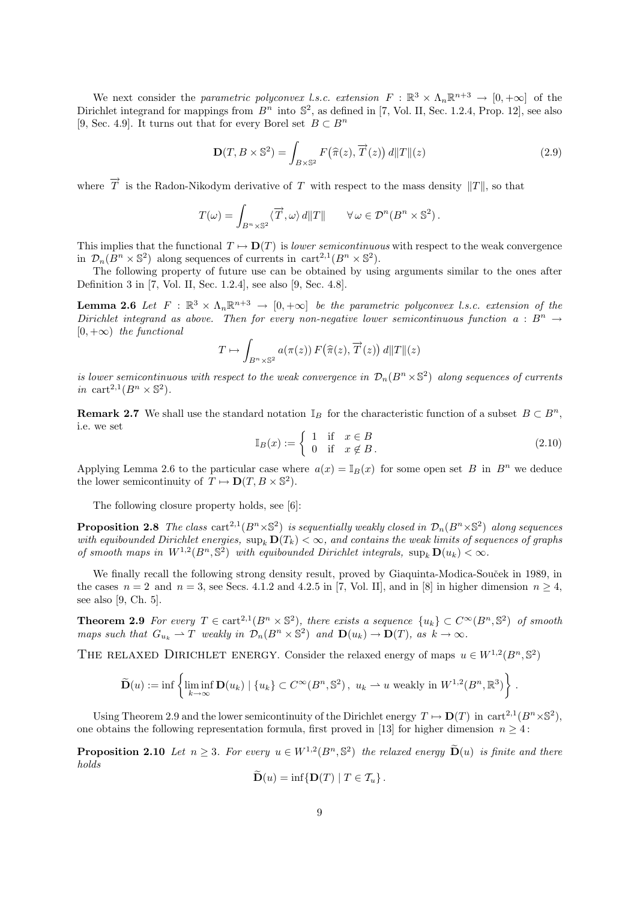We next consider the *parametric polyconvex l.s.c. extension* $F : \mathbb{R}^3 \times \Lambda_n\mathbb{R}^{n+3} \to [0,+\infty]$ of the Dirichlet integrand for mappings from $B^n$ into $\mathbb{S}^2$, as defined in [7, Vol. II, Sec. 1.2.4, Prop. 12], see also [9, Sec. 4.9]. It turns out that for every Borel set $B \subset B^n$

$$\mathbf{D}(T, B\times \mathbb{S}^2) = \int_{B\times \mathbb{S}^2} F\big(\widehat{\pi}(z), \overrightarrow{T}(z)\big)\, d\|T\|(z) \tag{2.9}$$

where $\overrightarrow{T}$ is the Radon-Nikodym derivative of $T$ with respect to the mass density $\|T\|$, so that

$$T(\omega) = \int_{B^n\times \mathbb{S}^2} \langle \overrightarrow{T}, \omega\rangle \, d\|T\| \qquad \forall\, \omega \in \mathcal{D}^n(B^n\times\mathbb{S}^2)\,.$$

This implies that the functional $T \mapsto \mathbf{D}(T)$ is *lower semicontinuous* with respect to the weak convergence in $\mathcal{D}_n(B^n\times\mathbb{S}^2)$ along sequences of currents in $\text{cart}^{2,1}(B^n\times\mathbb{S}^2)$.

The following property of future use can be obtained by using arguments similar to the ones after Definition 3 in [7, Vol. II, Sec. 1.2.4], see also [9, Sec. 4.8].

**Lemma 2.6** *Let $F : \mathbb{R}^3 \times \Lambda_n\mathbb{R}^{n+3} \to [0,+\infty]$ be the parametric polyconvex l.s.c. extension of the Dirichlet integrand as above. Then for every non-negative lower semicontinuous function $a : B^n \to [0,+\infty)$ the functional*

$$T \mapsto \int_{B^n\times\mathbb{S}^2} a(\pi(z))\, F\big(\widehat{\pi}(z), \overrightarrow{T}(z)\big)\, d\|T\|(z)$$

*is lower semicontinuous with respect to the weak convergence in $\mathcal{D}_n(B^n\times\mathbb{S}^2)$ along sequences of currents in $\text{cart}^{2,1}(B^n\times\mathbb{S}^2)$.*

**Remark 2.7** We shall use the standard notation $\mathbb{I}_B$ for the characteristic function of a subset $B\subset B^n$, i.e. we set

$$\mathbb{I}_B(x) := \begin{cases} 1 & \text{if} \quad x \in B \\ 0 & \text{if} \quad x \notin B\,. \end{cases} \tag{2.10}$$

Applying Lemma 2.6 to the particular case where $a(x) = \mathbb{I}_B(x)$ for some open set $B$ in $B^n$ we deduce the lower semicontinuity of $T\mapsto \mathbf{D}(T, B\times\mathbb{S}^2)$.

The following closure property holds, see [6]:

**Proposition 2.8** *The class $\text{cart}^{2,1}(B^n\times\mathbb{S}^2)$ is sequentially weakly closed in $\mathcal{D}_n(B^n\times\mathbb{S}^2)$ along sequences with equibounded Dirichlet energies, $\sup_k \mathbf{D}(T_k) < \infty$, and contains the weak limits of sequences of graphs of smooth maps in $W^{1,2}(B^n,\mathbb{S}^2)$ with equibounded Dirichlet integrals, $\sup_k \mathbf{D}(u_k) < \infty$.*

We finally recall the following strong density result, proved by Giaquinta-Modica-Souček in 1989, in the cases $n = 2$ and $n = 3$, see Secs. 4.1.2 and 4.2.5 in [7, Vol. II], and in [8] in higher dimension $n \geq 4$, see also [9, Ch. 5].

**Theorem 2.9** *For every $T \in \text{cart}^{2,1}(B^n\times\mathbb{S}^2)$, there exists a sequence $\{u_k\}\subset C^\infty(B^n,\mathbb{S}^2)$ of smooth maps such that $G_{u_k} \rightharpoonup T$ weakly in $\mathcal{D}_n(B^n\times\mathbb{S}^2)$ and $\mathbf{D}(u_k)\to\mathbf{D}(T)$, as $k\to\infty$.*

The relaxed Dirichlet energy. Consider the relaxed energy of maps $u\in W^{1,2}(B^n,\mathbb{S}^2)$

$$\widetilde{\mathbf{D}}(u) := \inf\left\{ \liminf_{k\to\infty} \mathbf{D}(u_k) \mid \{u_k\}\subset C^\infty(B^n,\mathbb{S}^2)\,,\ u_k \rightharpoonup u \text{ weakly in } W^{1,2}(B^n,\mathbb{R}^3) \right\}.$$

Using Theorem 2.9 and the lower semicontinuity of the Dirichlet energy $T\mapsto\mathbf{D}(T)$ in $\text{cart}^{2,1}(B^n\times\mathbb{S}^2)$, one obtains the following representation formula, first proved in [13] for higher dimension $n\geq 4$:

**Proposition 2.10** *Let $n \geq 3$. For every $u \in W^{1,2}(B^n,\mathbb{S}^2)$ the relaxed energy $\widetilde{\mathbf{D}}(u)$ is finite and there holds*

$$\widetilde{\mathbf{D}}(u) = \inf\{\mathbf{D}(T) \mid T\in\mathcal{T}_u\}\,.$$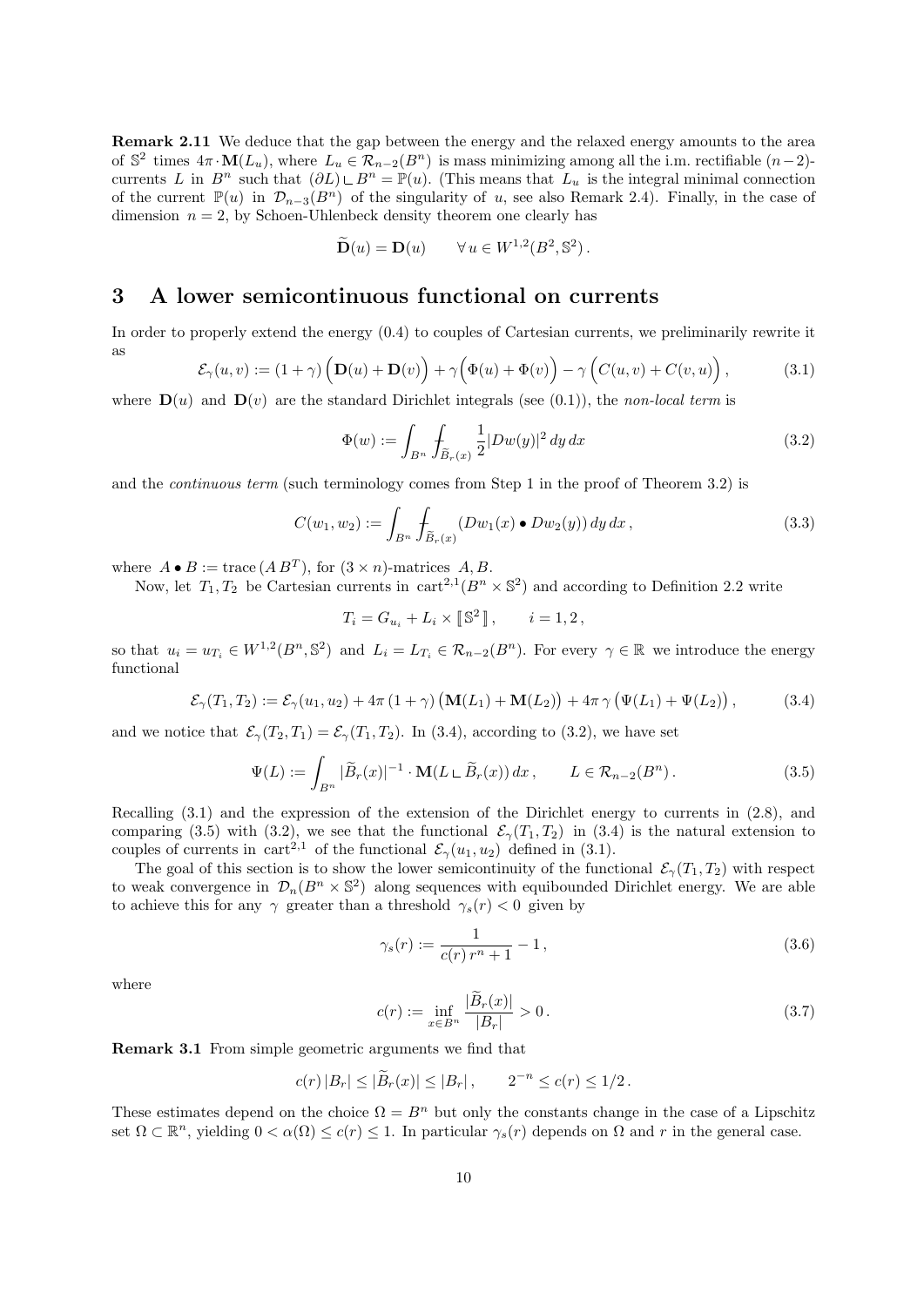**Remark 2.11** We deduce that the gap between the energy and the relaxed energy amounts to the area of $\mathbb{S}^2$ times $4\pi \cdot \mathbf{M}(L_u)$, where $L_u \in \mathcal{R}_{n-2}(B^n)$ is mass minimizing among all the i.m. rectifiable $(n-2)$-currents $L$ in $B^n$ such that $(\partial L) \llcorner B^n = \mathbb{P}(u)$. (This means that $L_u$ is the integral minimal connection of the current $\mathbb{P}(u)$ in $\mathcal{D}_{n-3}(B^n)$ of the singularity of $u$, see also Remark 2.4). Finally, in the case of dimension $n = 2$, by Schoen-Uhlenbeck density theorem one clearly has

$$\widetilde{\mathbf{D}}(u) = \mathbf{D}(u) \qquad \forall\, u \in W^{1,2}(B^2, \mathbb{S}^2)\,.$$

# 3 A lower semicontinuous functional on currents

In order to properly extend the energy (0.4) to couples of Cartesian currents, we preliminarily rewrite it as

$$\mathcal{E}_\gamma(u,v) := (1+\gamma)\Big(\mathbf{D}(u) + \mathbf{D}(v)\Big) + \gamma\Big(\Phi(u) + \Phi(v)\Big) - \gamma\Big(C(u,v) + C(v,u)\Big)\,, \tag{3.1}$$

where $\mathbf{D}(u)$ and $\mathbf{D}(v)$ are the standard Dirichlet integrals (see (0.1)), the *non-local term* is

$$\Phi(w) := \int_{B^n} \fint_{\widetilde{B}_r(x)} \frac{1}{2}|Dw(y)|^2\, dy\, dx \tag{3.2}$$

and the *continuous term* (such terminology comes from Step 1 in the proof of Theorem 3.2) is

$$C(w_1,w_2) := \int_{B^n} \fint_{\widetilde{B}_r(x)} (Dw_1(x) \bullet Dw_2(y))\, dy\, dx\,, \tag{3.3}$$

where $A \bullet B := \operatorname{trace}(A\, B^T)$, for $(3 \times n)$-matrices $A, B$.

Now, let $T_1, T_2$ be Cartesian currents in $\operatorname{cart}^{2,1}(B^n \times \mathbb{S}^2)$ and according to Definition 2.2 write

$$T_i = G_{u_i} + L_i \times [\![ \mathbb{S}^2 ]\!]\,, \qquad i = 1,2\,,$$

so that $u_i = u_{T_i} \in W^{1,2}(B^n, \mathbb{S}^2)$ and $L_i = L_{T_i} \in \mathcal{R}_{n-2}(B^n)$. For every $\gamma \in \mathbb{R}$ we introduce the energy functional

$$\mathcal{E}_\gamma(T_1,T_2) := \mathcal{E}_\gamma(u_1,u_2) + 4\pi\,(1+\gamma)\,\big(\mathbf{M}(L_1) + \mathbf{M}(L_2)\big) + 4\pi\,\gamma\,\big(\Psi(L_1) + \Psi(L_2)\big)\,, \tag{3.4}$$

and we notice that $\mathcal{E}_\gamma(T_2,T_1) = \mathcal{E}_\gamma(T_1,T_2)$. In (3.4), according to (3.2), we have set

$$\Psi(L) := \int_{B^n} |\widetilde{B}_r(x)|^{-1} \cdot \mathbf{M}(L \llcorner \widetilde{B}_r(x))\, dx\,, \qquad L \in \mathcal{R}_{n-2}(B^n)\,. \tag{3.5}$$

Recalling (3.1) and the expression of the extension of the Dirichlet energy to currents in (2.8), and comparing (3.5) with (3.2), we see that the functional $\mathcal{E}_\gamma(T_1,T_2)$ in (3.4) is the natural extension to couples of currents in $\operatorname{cart}^{2,1}$ of the functional $\mathcal{E}_\gamma(u_1,u_2)$ defined in (3.1).

The goal of this section is to show the lower semicontinuity of the functional $\mathcal{E}_\gamma(T_1,T_2)$ with respect to weak convergence in $\mathcal{D}_n(B^n \times \mathbb{S}^2)$ along sequences with equibounded Dirichlet energy. We are able to achieve this for any $\gamma$ greater than a threshold $\gamma_s(r) < 0$ given by

$$\gamma_s(r) := \frac{1}{c(r)\, r^n + 1} - 1\,, \tag{3.6}$$

where

$$c(r) := \inf_{x \in B^n} \frac{|\widetilde{B}_r(x)|}{|B_r|} > 0\,. \tag{3.7}$$

**Remark 3.1** From simple geometric arguments we find that

$$c(r)\,|B_r| \le |\widetilde{B}_r(x)| \le |B_r|\,, \qquad 2^{-n} \le c(r) \le 1/2\,.$$

These estimates depend on the choice $\Omega = B^n$ but only the constants change in the case of a Lipschitz set $\Omega \subset \mathbb{R}^n$, yielding $0 < \alpha(\Omega) \le c(r) \le 1$. In particular $\gamma_s(r)$ depends on $\Omega$ and $r$ in the general case.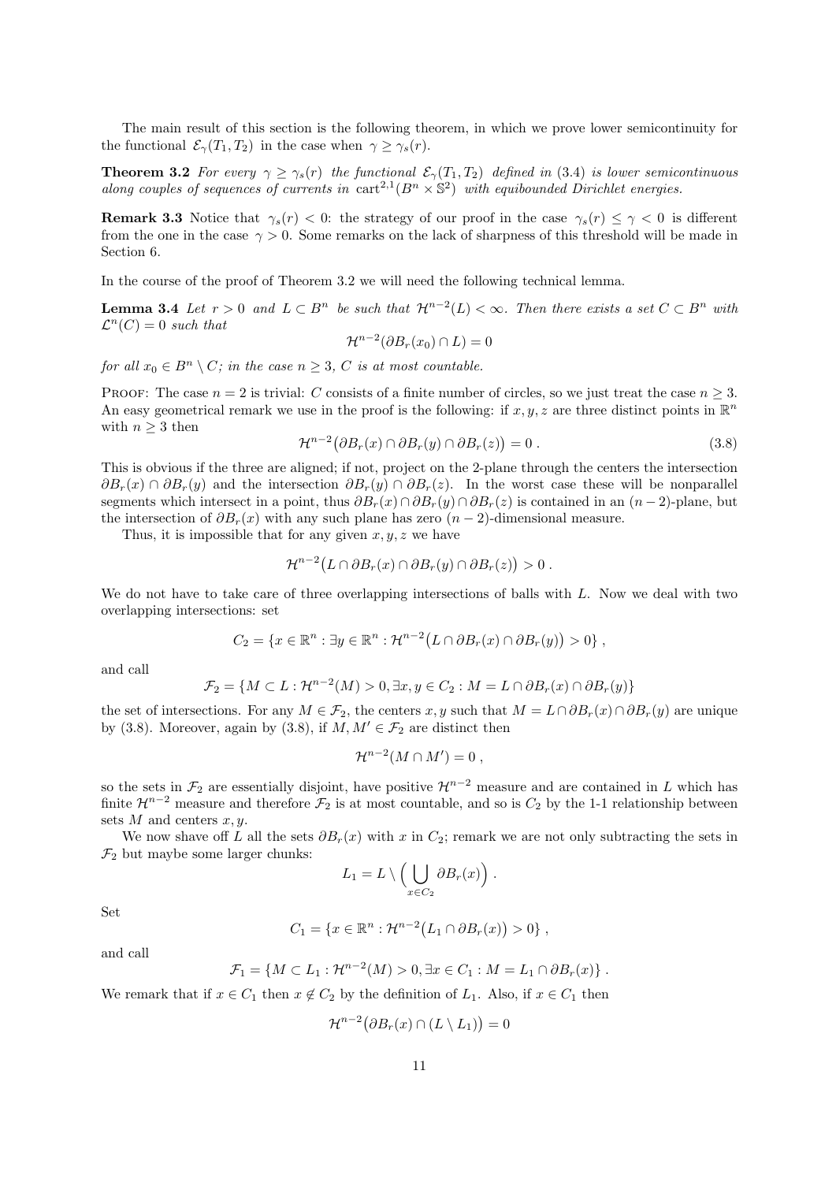The main result of this section is the following theorem, in which we prove lower semicontinuity for the functional $\mathcal{E}_\gamma(T_1, T_2)$ in the case when $\gamma \geq \gamma_s(r)$.

**Theorem 3.2** *For every $\gamma \geq \gamma_s(r)$ the functional $\mathcal{E}_\gamma(T_1, T_2)$ defined in (3.4) is lower semicontinuous along couples of sequences of currents in $\mathrm{cart}^{2,1}(B^n \times \mathbb{S}^2)$ with equibounded Dirichlet energies.*

**Remark 3.3** Notice that $\gamma_s(r) < 0$: the strategy of our proof in the case $\gamma_s(r) \leq \gamma < 0$ is different from the one in the case $\gamma > 0$. Some remarks on the lack of sharpness of this threshold will be made in Section 6.

In the course of the proof of Theorem 3.2 we will need the following technical lemma.

**Lemma 3.4** *Let $r > 0$ and $L \subset B^n$ be such that $\mathcal{H}^{n-2}(L) < \infty$. Then there exists a set $C \subset B^n$ with $\mathcal{L}^n(C) = 0$ such that*

$$\mathcal{H}^{n-2}(\partial B_r(x_0) \cap L) = 0$$

*for all $x_0 \in B^n \setminus C$; in the case $n \geq 3$, $C$ is at most countable.*

PROOF: The case $n = 2$ is trivial: $C$ consists of a finite number of circles, so we just treat the case $n \geq 3$. An easy geometrical remark we use in the proof is the following: if $x, y, z$ are three distinct points in $\mathbb{R}^n$ with $n \geq 3$ then

$$\mathcal{H}^{n-2}\big(\partial B_r(x) \cap \partial B_r(y) \cap \partial B_r(z)\big) = 0 \,. \tag{3.8}$$

This is obvious if the three are aligned; if not, project on the 2-plane through the centers the intersection $\partial B_r(x) \cap \partial B_r(y)$ and the intersection $\partial B_r(y) \cap \partial B_r(z)$. In the worst case these will be nonparallel segments which intersect in a point, thus $\partial B_r(x) \cap \partial B_r(y) \cap \partial B_r(z)$ is contained in an $(n-2)$-plane, but the intersection of $\partial B_r(x)$ with any such plane has zero $(n-2)$-dimensional measure.

Thus, it is impossible that for any given $x, y, z$ we have

$$\mathcal{H}^{n-2}\big(L \cap \partial B_r(x) \cap \partial B_r(y) \cap \partial B_r(z)\big) > 0 \,.$$

We do not have to take care of three overlapping intersections of balls with $L$. Now we deal with two overlapping intersections: set

$$C_2 = \{x \in \mathbb{R}^n : \exists y \in \mathbb{R}^n : \mathcal{H}^{n-2}\big(L \cap \partial B_r(x) \cap \partial B_r(y)\big) > 0\} \,,$$

and call

$$\mathcal{F}_2 = \{M \subset L : \mathcal{H}^{n-2}(M) > 0, \exists x, y \in C_2 : M = L \cap \partial B_r(x) \cap \partial B_r(y)\}$$

the set of intersections. For any $M \in \mathcal{F}_2$, the centers $x, y$ such that $M = L \cap \partial B_r(x) \cap \partial B_r(y)$ are unique by (3.8). Moreover, again by (3.8), if $M, M' \in \mathcal{F}_2$ are distinct then

$$\mathcal{H}^{n-2}(M \cap M') = 0 \,,$$

so the sets in $\mathcal{F}_2$ are essentially disjoint, have positive $\mathcal{H}^{n-2}$ measure and are contained in $L$ which has finite $\mathcal{H}^{n-2}$ measure and therefore $\mathcal{F}_2$ is at most countable, and so is $C_2$ by the 1-1 relationship between sets $M$ and centers $x, y$.

We now shave off $L$ all the sets $\partial B_r(x)$ with $x$ in $C_2$; remark we are not only subtracting the sets in $\mathcal{F}_2$ but maybe some larger chunks:

$$L_1 = L \setminus \Big(\bigcup_{x \in C_2} \partial B_r(x)\Big) \,.$$

Set

$$C_1 = \{x \in \mathbb{R}^n : \mathcal{H}^{n-2}\big(L_1 \cap \partial B_r(x)\big) > 0\} \,,$$

and call

$$\mathcal{F}_1 = \{M \subset L_1 : \mathcal{H}^{n-2}(M) > 0, \exists x \in C_1 : M = L_1 \cap \partial B_r(x)\} \,.$$

We remark that if $x \in C_1$ then $x \notin C_2$ by the definition of $L_1$. Also, if $x \in C_1$ then

$$\mathcal{H}^{n-2}\big(\partial B_r(x) \cap (L \setminus L_1)\big) = 0$$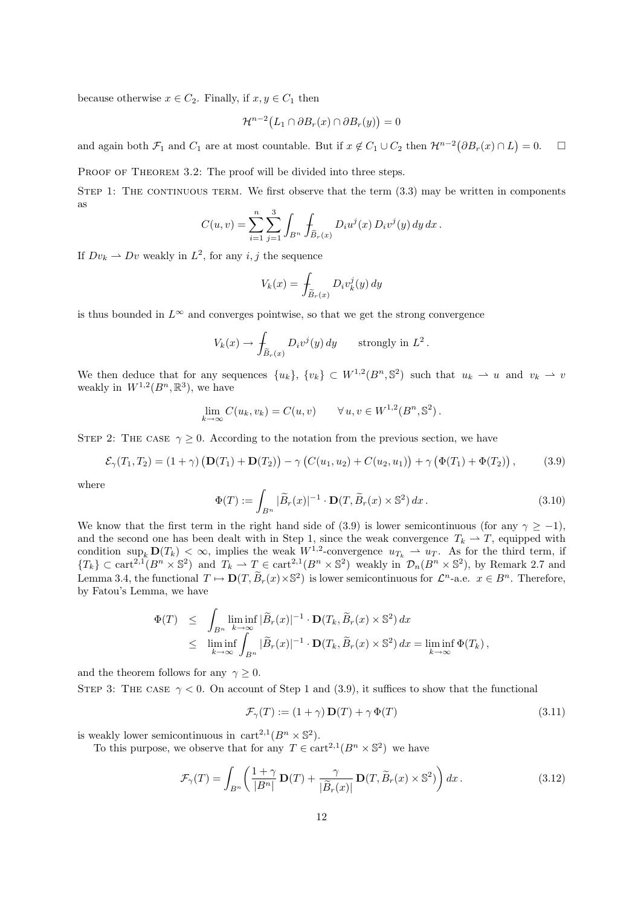because otherwise $x \in C_2$. Finally, if $x, y \in C_1$ then

$$\mathcal{H}^{n-2}\big(L_1 \cap \partial B_r(x) \cap \partial B_r(y)\big) = 0$$

and again both $\mathcal{F}_1$ and $C_1$ are at most countable. But if $x \notin C_1 \cup C_2$ then $\mathcal{H}^{n-2}\big(\partial B_r(x) \cap L\big) = 0$. $\square$

Proof of Theorem 3.2: The proof will be divided into three steps.

Step 1: The continuous term. We first observe that the term (3.3) may be written in components as

$$C(u,v) = \sum_{i=1}^{n} \sum_{j=1}^{3} \int_{B^n} ⨍_{\widetilde{B}_r(x)} D_i u^j(x)\, D_i v^j(y)\, dy\, dx\,.$$

If $Dv_k \rightharpoonup Dv$ weakly in $L^2$, for any $i, j$ the sequence

$$V_k(x) = ⨍_{\widetilde{B}_r(x)} D_i v_k^j(y)\, dy$$

is thus bounded in $L^\infty$ and converges pointwise, so that we get the strong convergence

$$V_k(x) \to ⨍_{\widetilde{B}_r(x)} D_i v^j(y)\, dy \qquad \text{strongly in } L^2\,.$$

We then deduce that for any sequences $\{u_k\}$, $\{v_k\} \subset W^{1,2}(B^n, \mathbb{S}^2)$ such that $u_k \rightharpoonup u$ and $v_k \rightharpoonup v$ weakly in $W^{1,2}(B^n, \mathbb{R}^3)$, we have

$$\lim_{k\to\infty} C(u_k, v_k) = C(u,v) \qquad \forall\, u, v \in W^{1,2}(B^n, \mathbb{S}^2)\,.$$

Step 2: The case $\gamma \geq 0$. According to the notation from the previous section, we have

$$\mathcal{E}_\gamma(T_1, T_2) = (1+\gamma)\big(\mathbf{D}(T_1) + \mathbf{D}(T_2)\big) - \gamma\big(C(u_1,u_2) + C(u_2,u_1)\big) + \gamma\big(\Phi(T_1) + \Phi(T_2)\big)\,, \tag{3.9}$$

where

$$\Phi(T) := \int_{B^n} |\widetilde{B}_r(x)|^{-1} \cdot \mathbf{D}(T, \widetilde{B}_r(x) \times \mathbb{S}^2)\, dx\,. \tag{3.10}$$

We know that the first term in the right hand side of (3.9) is lower semicontinuous (for any $\gamma \geq -1$), and the second one has been dealt with in Step 1, since the weak convergence $T_k \rightharpoonup T$, equipped with condition $\sup_k \mathbf{D}(T_k) < \infty$, implies the weak $W^{1,2}$-convergence $u_{T_k} \rightharpoonup u_T$. As for the third term, if $\{T_k\} \subset \mathrm{cart}^{2,1}(B^n \times \mathbb{S}^2)$ and $T_k \rightharpoonup T \in \mathrm{cart}^{2,1}(B^n \times \mathbb{S}^2)$ weakly in $\mathcal{D}_n(B^n \times \mathbb{S}^2)$, by Remark 2.7 and Lemma 3.4, the functional $T \mapsto \mathbf{D}(T, \widetilde{B}_r(x) \times \mathbb{S}^2)$ is lower semicontinuous for $\mathcal{L}^n$-a.e. $x \in B^n$. Therefore, by Fatou's Lemma, we have

$$\begin{aligned}
\Phi(T) &\leq \int_{B^n} \liminf_{k\to\infty} |\widetilde{B}_r(x)|^{-1} \cdot \mathbf{D}(T_k, \widetilde{B}_r(x) \times \mathbb{S}^2)\, dx \\
&\leq \liminf_{k\to\infty} \int_{B^n} |\widetilde{B}_r(x)|^{-1} \cdot \mathbf{D}(T_k, \widetilde{B}_r(x) \times \mathbb{S}^2)\, dx = \liminf_{k\to\infty} \Phi(T_k)\,,
\end{aligned}$$

and the theorem follows for any $\gamma \geq 0$.

Step 3: The case $\gamma < 0$. On account of Step 1 and (3.9), it suffices to show that the functional

$$\mathcal{F}_\gamma(T) := (1+\gamma)\,\mathbf{D}(T) + \gamma\,\Phi(T) \tag{3.11}$$

is weakly lower semicontinuous in $\mathrm{cart}^{2,1}(B^n \times \mathbb{S}^2)$.

To this purpose, we observe that for any $T \in \mathrm{cart}^{2,1}(B^n \times \mathbb{S}^2)$ we have

$$\mathcal{F}_\gamma(T) = \int_{B^n} \left( \frac{1+\gamma}{|B^n|}\, \mathbf{D}(T) + \frac{\gamma}{|\widetilde{B}_r(x)|}\, \mathbf{D}(T, \widetilde{B}_r(x) \times \mathbb{S}^2) \right) dx\,. \tag{3.12}$$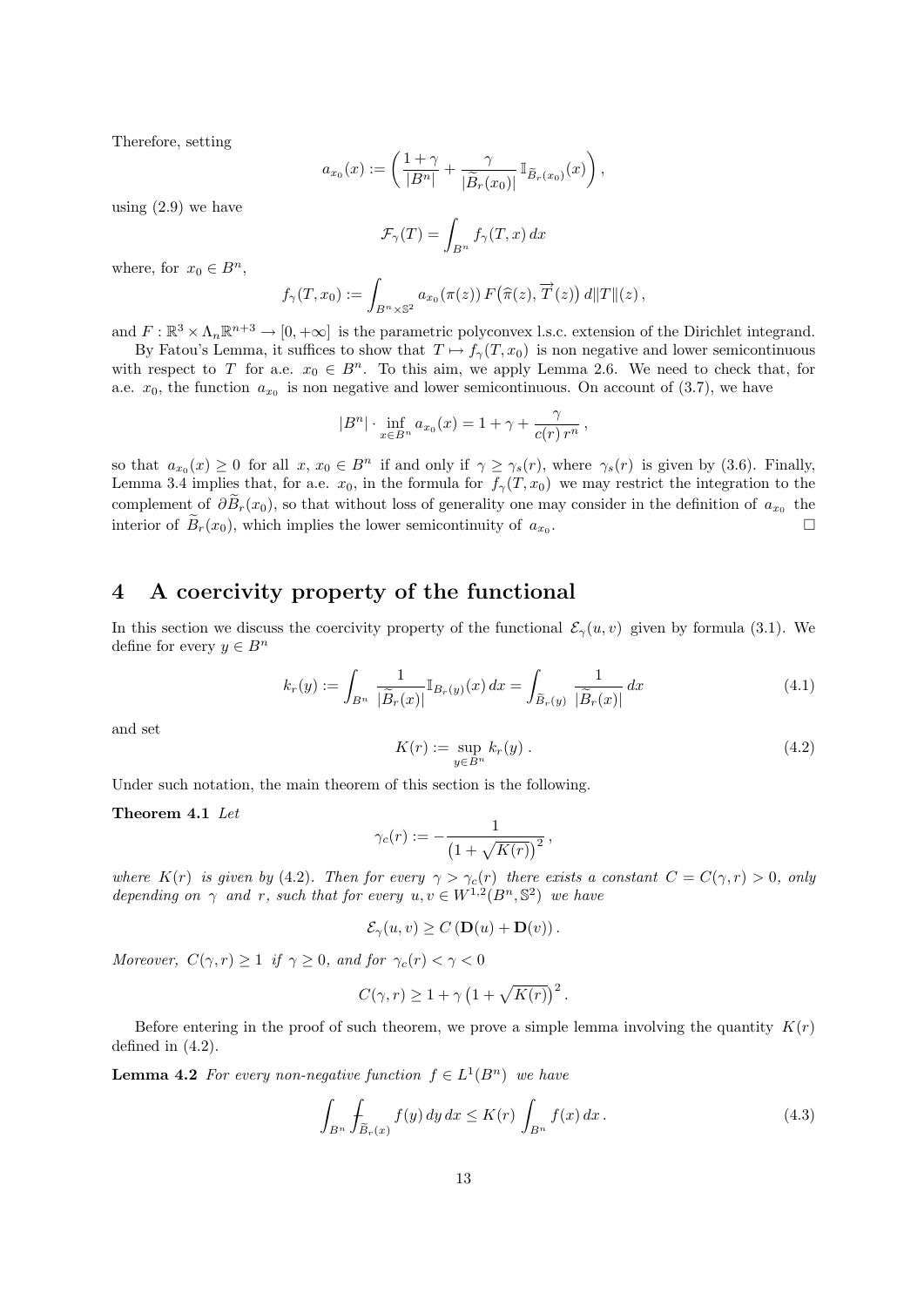Therefore, setting

$$a_{x_0}(x) := \left( \frac{1+\gamma}{|B^n|} + \frac{\gamma}{|\widetilde{B}_r(x_0)|} \, \mathbb{I}_{\widetilde{B}_r(x_0)}(x) \right),$$

using (2.9) we have

$$\mathcal{F}_\gamma(T) = \int_{B^n} f_\gamma(T,x)\, dx$$

where, for $x_0 \in B^n$,

$$f_\gamma(T,x_0) := \int_{B^n \times \mathbb{S}^2} a_{x_0}(\pi(z))\, F\big(\widehat{\pi}(z), \overrightarrow{T}(z)\big)\, d\|T\|(z)\,,$$

and $F : \mathbb{R}^3 \times \Lambda_n \mathbb{R}^{n+3} \to [0,+\infty]$ is the parametric polyconvex l.s.c. extension of the Dirichlet integrand.

By Fatou's Lemma, it suffices to show that $T \mapsto f_\gamma(T,x_0)$ is non negative and lower semicontinuous with respect to $T$ for a.e. $x_0 \in B^n$. To this aim, we apply Lemma 2.6. We need to check that, for a.e. $x_0$, the function $a_{x_0}$ is non negative and lower semicontinuous. On account of (3.7), we have

$$|B^n| \cdot \inf_{x \in B^n} a_{x_0}(x) = 1 + \gamma + \frac{\gamma}{c(r)\, r^n}\,,$$

so that $a_{x_0}(x) \geq 0$ for all $x, x_0 \in B^n$ if and only if $\gamma \geq \gamma_s(r)$, where $\gamma_s(r)$ is given by (3.6). Finally, Lemma 3.4 implies that, for a.e. $x_0$, in the formula for $f_\gamma(T,x_0)$ we may restrict the integration to the complement of $\partial \widetilde{B}_r(x_0)$, so that without loss of generality one may consider in the definition of $a_{x_0}$ the interior of $\widetilde{B}_r(x_0)$, which implies the lower semicontinuity of $a_{x_0}$. $\square$

## 4 A coercivity property of the functional

In this section we discuss the coercivity property of the functional $\mathcal{E}_\gamma(u,v)$ given by formula (3.1). We define for every $y \in B^n$

$$k_r(y) := \int_{B^n} \frac{1}{|\widetilde{B}_r(x)|} \mathbb{I}_{B_r(y)}(x)\, dx = \int_{\widetilde{B}_r(y)} \frac{1}{|\widetilde{B}_r(x)|}\, dx \tag{4.1}$$

and set

$$K(r) := \sup_{y \in B^n} k_r(y)\,. \tag{4.2}$$

Under such notation, the main theorem of this section is the following.

**Theorem 4.1** *Let*

$$\gamma_c(r) := -\frac{1}{\big(1+\sqrt{K(r)}\big)^2}\,,$$

*where $K(r)$ is given by (4.2). Then for every $\gamma > \gamma_c(r)$ there exists a constant $C = C(\gamma, r) > 0$, only depending on $\gamma$ and $r$, such that for every $u, v \in W^{1,2}(B^n, \mathbb{S}^2)$ we have*

$$\mathcal{E}_\gamma(u,v) \geq C\, (\mathbf{D}(u) + \mathbf{D}(v))\,.$$

*Moreover, $C(\gamma,r) \geq 1$ if $\gamma \geq 0$, and for $\gamma_c(r) < \gamma < 0$*

$$C(\gamma, r) \geq 1 + \gamma\,\big(1+\sqrt{K(r)}\big)^2\,.$$

Before entering in the proof of such theorem, we prove a simple lemma involving the quantity $K(r)$ defined in (4.2).

**Lemma 4.2** *For every non-negative function $f \in L^1(B^n)$ we have*

$$\int_{B^n} \fint_{\widetilde{B}_r(x)} f(y)\, dy\, dx \leq K(r) \int_{B^n} f(x)\, dx\,. \tag{4.3}$$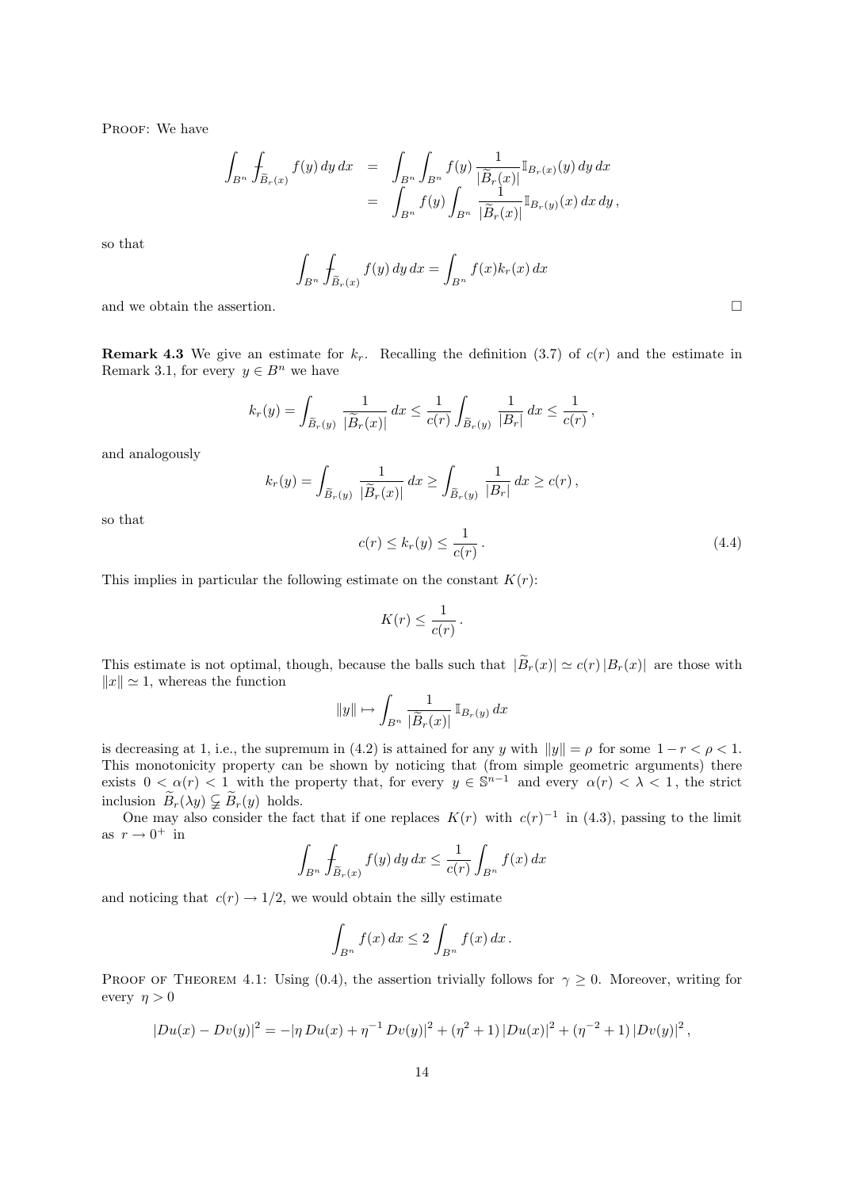PROOF: We have

$$
\begin{aligned}
\int_{B^n} \fint_{\widetilde{B}_r(x)} f(y)\, dy\, dx &= \int_{B^n} \int_{B^n} f(y)\, \frac{1}{|\widetilde{B}_r(x)|} \mathbb{I}_{B_r(x)}(y)\, dy\, dx \\
&= \int_{B^n} f(y) \int_{B^n} \frac{1}{|\widetilde{B}_r(x)|} \mathbb{I}_{B_r(y)}(x)\, dx\, dy\,,
\end{aligned}
$$

so that

$$
\int_{B^n} \fint_{\widetilde{B}_r(x)} f(y)\, dy\, dx = \int_{B^n} f(x) k_r(x)\, dx
$$

and we obtain the assertion. □

**Remark 4.3** We give an estimate for $k_r$. Recalling the definition (3.7) of $c(r)$ and the estimate in Remark 3.1, for every $y \in B^n$ we have

$$
k_r(y) = \int_{\widetilde{B}_r(y)} \frac{1}{|\widetilde{B}_r(x)|}\, dx \le \frac{1}{c(r)} \int_{\widetilde{B}_r(y)} \frac{1}{|B_r|}\, dx \le \frac{1}{c(r)}\,,
$$

and analogously

$$
k_r(y) = \int_{\widetilde{B}_r(y)} \frac{1}{|\widetilde{B}_r(x)|}\, dx \ge \int_{\widetilde{B}_r(y)} \frac{1}{|B_r|}\, dx \ge c(r)\,,
$$

so that

$$
c(r) \le k_r(y) \le \frac{1}{c(r)}\,. \tag{4.4}
$$

This implies in particular the following estimate on the constant $K(r)$:

$$
K(r) \le \frac{1}{c(r)}\,.
$$

This estimate is not optimal, though, because the balls such that $|\widetilde{B}_r(x)| \simeq c(r)\, |B_r(x)|$ are those with $\|x\| \simeq 1$, whereas the function

$$
\|y\| \mapsto \int_{B^n} \frac{1}{|\widetilde{B}_r(x)|}\, \mathbb{I}_{B_r(y)}\, dx
$$

is decreasing at 1, i.e., the supremum in (4.2) is attained for any $y$ with $\|y\| = \rho$ for some $1 - r < \rho < 1$. This monotonicity property can be shown by noticing that (from simple geometric arguments) there exists $0 < \alpha(r) < 1$ with the property that, for every $y \in \mathbb{S}^{n-1}$ and every $\alpha(r) < \lambda < 1$, the strict inclusion $\widetilde{B}_r(\lambda y) \subsetneqq \widetilde{B}_r(y)$ holds.

One may also consider the fact that if one replaces $K(r)$ with $c(r)^{-1}$ in (4.3), passing to the limit as $r \to 0^+$ in

$$
\int_{B^n} \fint_{\widetilde{B}_r(x)} f(y)\, dy\, dx \le \frac{1}{c(r)} \int_{B^n} f(x)\, dx
$$

and noticing that $c(r) \to 1/2$, we would obtain the silly estimate

$$
\int_{B^n} f(x)\, dx \le 2 \int_{B^n} f(x)\, dx\,.
$$

PROOF OF THEOREM 4.1: Using (0.4), the assertion trivially follows for $\gamma \ge 0$. Moreover, writing for every $\eta > 0$

$$
|Du(x) - Dv(y)|^2 = -|\eta\, Du(x) + \eta^{-1}\, Dv(y)|^2 + (\eta^2 + 1)\, |Du(x)|^2 + (\eta^{-2} + 1)\, |Dv(y)|^2\,,
$$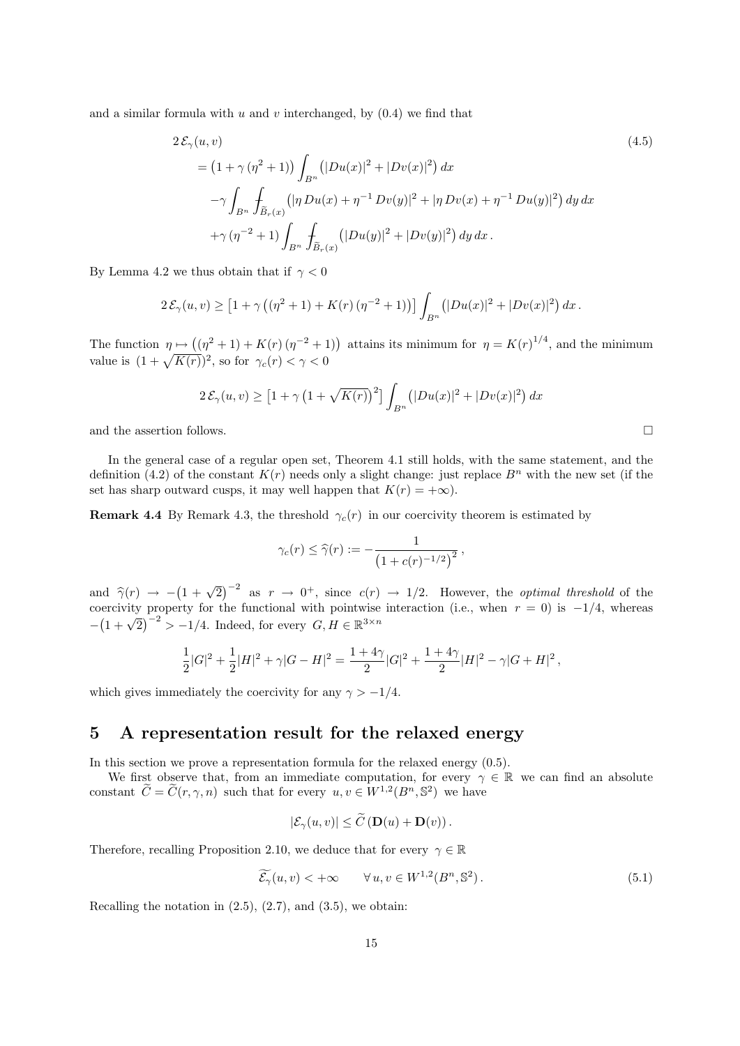and a similar formula with $u$ and $v$ interchanged, by (0.4) we find that

$$
\begin{aligned}
&2\,\mathcal{E}_\gamma(u,v) \qquad\qquad (4.5)\\
&= \big(1+\gamma\,(\eta^2+1)\big)\int_{B^n}\big(|Du(x)|^2+|Dv(x)|^2\big)\,dx\\
&\quad -\gamma\int_{B^n}\fint_{\widetilde{B}_r(x)}\big(|\eta\,Du(x)+\eta^{-1}\,Dv(y)|^2+|\eta\,Dv(x)+\eta^{-1}\,Du(y)|^2\big)\,dy\,dx\\
&\quad +\gamma\,(\eta^{-2}+1)\int_{B^n}\fint_{\widetilde{B}_r(x)}\big(|Du(y)|^2+|Dv(y)|^2\big)\,dy\,dx\,.
\end{aligned}
$$

By Lemma 4.2 we thus obtain that if $\gamma<0$

$$
2\,\mathcal{E}_\gamma(u,v)\ge\big[1+\gamma\,\big((\eta^2+1)+K(r)\,(\eta^{-2}+1)\big)\big]\int_{B^n}\big(|Du(x)|^2+|Dv(x)|^2\big)\,dx\,.
$$

The function $\eta\mapsto\big((\eta^2+1)+K(r)\,(\eta^{-2}+1)\big)$ attains its minimum for $\eta=K(r)^{1/4}$, and the minimum value is $(1+\sqrt{K(r)})^2$, so for $\gamma_c(r)<\gamma<0$

$$
2\,\mathcal{E}_\gamma(u,v)\ge\big[1+\gamma\,\big(1+\sqrt{K(r)}\big)^2\big]\int_{B^n}\big(|Du(x)|^2+|Dv(x)|^2\big)\,dx
$$

and the assertion follows. $\square$

In the general case of a regular open set, Theorem 4.1 still holds, with the same statement, and the definition (4.2) of the constant $K(r)$ needs only a slight change: just replace $B^n$ with the new set (if the set has sharp outward cusps, it may well happen that $K(r)=+\infty$).

**Remark 4.4** By Remark 4.3, the threshold $\gamma_c(r)$ in our coercivity theorem is estimated by

$$
\gamma_c(r)\le\widehat{\gamma}(r):=-\frac{1}{\big(1+c(r)^{-1/2}\big)^2}\,,
$$

and $\widehat{\gamma}(r)\to-\big(1+\sqrt{2}\big)^{-2}$ as $r\to0^+$, since $c(r)\to1/2$. However, the *optimal threshold* of the coercivity property for the functional with pointwise interaction (i.e., when $r=0$) is $-1/4$, whereas $-\big(1+\sqrt{2}\big)^{-2}>-1/4$. Indeed, for every $G,H\in\mathbb{R}^{3\times n}$

$$
\frac12|G|^2+\frac12|H|^2+\gamma|G-H|^2=\frac{1+4\gamma}{2}|G|^2+\frac{1+4\gamma}{2}|H|^2-\gamma|G+H|^2\,,
$$

which gives immediately the coercivity for any $\gamma>-1/4$.

# 5 A representation result for the relaxed energy

In this section we prove a representation formula for the relaxed energy (0.5).

We first observe that, from an immediate computation, for every $\gamma\in\mathbb{R}$ we can find an absolute constant $\widetilde{C}=\widetilde{C}(r,\gamma,n)$ such that for every $u,v\in W^{1,2}(B^n,\mathbb{S}^2)$ we have

$$
|\mathcal{E}_\gamma(u,v)|\le\widetilde{C}\,(\mathbf{D}(u)+\mathbf{D}(v))\,.
$$

Therefore, recalling Proposition 2.10, we deduce that for every $\gamma\in\mathbb{R}$

$$
\widetilde{\mathcal{E}_\gamma}(u,v)<+\infty\qquad\forall\,u,v\in W^{1,2}(B^n,\mathbb{S}^2)\,. \tag{5.1}
$$

Recalling the notation in (2.5), (2.7), and (3.5), we obtain: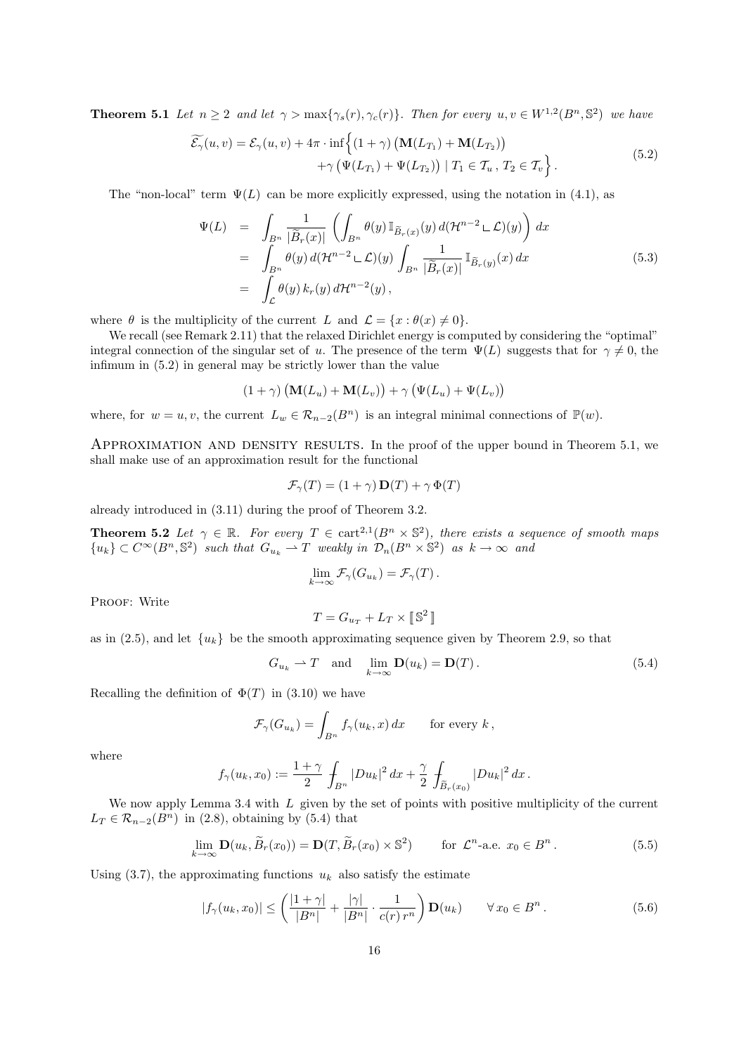**Theorem 5.1** *Let $n \geq 2$ and let $\gamma > \max\{\gamma_s(r), \gamma_c(r)\}$. Then for every $u, v \in W^{1,2}(B^n, \mathbb{S}^2)$ we have*

$$
\begin{aligned}
\widetilde{\mathcal{E}_\gamma}(u,v) = \mathcal{E}_\gamma(u,v) + 4\pi \cdot \inf\Big\{ & (1+\gamma)\big(\mathbf{M}(L_{T_1}) + \mathbf{M}(L_{T_2})\big) \\
& + \gamma\big(\Psi(L_{T_1}) + \Psi(L_{T_2})\big) \mid T_1 \in \mathcal{T}_u\,,\, T_2 \in \mathcal{T}_v \Big\}\,.
\end{aligned}
\tag{5.2}
$$

The "non-local" term $\Psi(L)$ can be more explicitly expressed, using the notation in (4.1), as

$$
\begin{aligned}
\Psi(L) &= \int_{B^n} \frac{1}{|\widetilde{B}_r(x)|} \left( \int_{B^n} \theta(y)\, \mathbb{I}_{\widetilde{B}_r(x)}(y)\, d(\mathcal{H}^{n-2} \llcorner \mathcal{L})(y) \right) dx \\
&= \int_{B^n} \theta(y)\, d(\mathcal{H}^{n-2} \llcorner \mathcal{L})(y) \int_{B^n} \frac{1}{|\widetilde{B}_r(x)|} \mathbb{I}_{\widetilde{B}_r(y)}(x)\, dx \\
&= \int_{\mathcal{L}} \theta(y)\, k_r(y)\, d\mathcal{H}^{n-2}(y)\,,
\end{aligned}
\tag{5.3}
$$

where $\theta$ is the multiplicity of the current $L$ and $\mathcal{L} = \{x : \theta(x) \neq 0\}$.

We recall (see Remark 2.11) that the relaxed Dirichlet energy is computed by considering the "optimal" integral connection of the singular set of $u$. The presence of the term $\Psi(L)$ suggests that for $\gamma \neq 0$, the infimum in (5.2) in general may be strictly lower than the value

$$
(1+\gamma)\big(\mathbf{M}(L_u) + \mathbf{M}(L_v)\big) + \gamma\big(\Psi(L_u) + \Psi(L_v)\big)
$$

where, for $w = u, v$, the current $L_w \in \mathcal{R}_{n-2}(B^n)$ is an integral minimal connections of $\mathbb{P}(w)$.

Approximation and density results. In the proof of the upper bound in Theorem 5.1, we shall make use of an approximation result for the functional

$$
\mathcal{F}_\gamma(T) = (1+\gamma)\,\mathbf{D}(T) + \gamma\,\Phi(T)
$$

already introduced in (3.11) during the proof of Theorem 3.2.

**Theorem 5.2** *Let $\gamma \in \mathbb{R}$. For every $T \in \mathrm{cart}^{2,1}(B^n \times \mathbb{S}^2)$, there exists a sequence of smooth maps $\{u_k\} \subset C^\infty(B^n, \mathbb{S}^2)$ such that $G_{u_k} \rightharpoonup T$ weakly in $\mathcal{D}_n(B^n \times \mathbb{S}^2)$ as $k \to \infty$ and*

$$
\lim_{k\to\infty} \mathcal{F}_\gamma(G_{u_k}) = \mathcal{F}_\gamma(T)\,.
$$

Proof: Write

$$
T = G_{u_T} + L_T \times [\![\, \mathbb{S}^2 \,]\!]
$$

as in (2.5), and let $\{u_k\}$ be the smooth approximating sequence given by Theorem 2.9, so that

$$
G_{u_k} \rightharpoonup T \quad \text{and} \quad \lim_{k\to\infty} \mathbf{D}(u_k) = \mathbf{D}(T)\,.
\tag{5.4}
$$

Recalling the definition of $\Phi(T)$ in (3.10) we have

$$
\mathcal{F}_\gamma(G_{u_k}) = \int_{B^n} f_\gamma(u_k, x)\, dx \qquad \text{for every } k\,,
$$

where

$$
f_\gamma(u_k, x_0) := \frac{1+\gamma}{2} \fint_{B^n} |Du_k|^2\, dx + \frac{\gamma}{2} \fint_{\widetilde{B}_r(x_0)} |Du_k|^2\, dx\,.
$$

We now apply Lemma 3.4 with $L$ given by the set of points with positive multiplicity of the current $L_T \in \mathcal{R}_{n-2}(B^n)$ in (2.8), obtaining by (5.4) that

$$
\lim_{k\to\infty} \mathbf{D}(u_k, \widetilde{B}_r(x_0)) = \mathbf{D}(T, \widetilde{B}_r(x_0) \times \mathbb{S}^2) \qquad \text{for } \mathcal{L}^n\text{-a.e. } x_0 \in B^n\,.
\tag{5.5}
$$

Using (3.7), the approximating functions $u_k$ also satisfy the estimate

$$
|f_\gamma(u_k, x_0)| \leq \left( \frac{|1+\gamma|}{|B^n|} + \frac{|\gamma|}{|B^n|} \cdot \frac{1}{c(r)\, r^n} \right) \mathbf{D}(u_k) \qquad \forall\, x_0 \in B^n\,.
\tag{5.6}
$$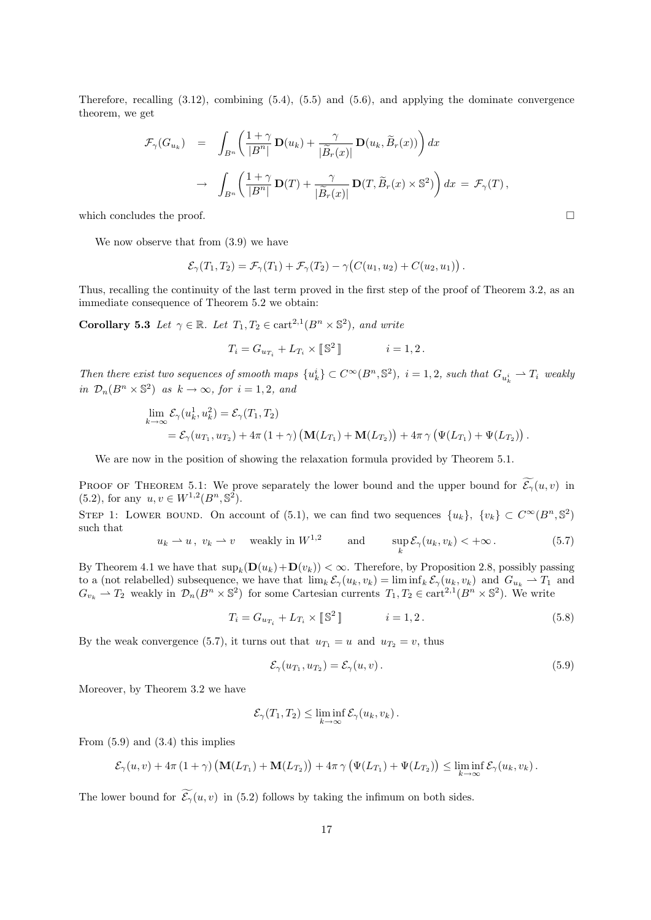Therefore, recalling (3.12), combining (5.4), (5.5) and (5.6), and applying the dominate convergence theorem, we get

$$
\begin{aligned}
\mathcal{F}_\gamma(G_{u_k}) &= \int_{B^n} \left( \frac{1+\gamma}{|B^n|}\, \mathbf{D}(u_k) + \frac{\gamma}{|\widetilde{B}_r(x)|}\, \mathbf{D}(u_k, \widetilde{B}_r(x)) \right) dx \\
&\to \int_{B^n} \left( \frac{1+\gamma}{|B^n|}\, \mathbf{D}(T) + \frac{\gamma}{|\widetilde{B}_r(x)|}\, \mathbf{D}(T, \widetilde{B}_r(x)\times \mathbb{S}^2) \right) dx \,=\, \mathcal{F}_\gamma(T)\,,
\end{aligned}
$$

which concludes the proof. $\square$

We now observe that from (3.9) we have

$$
\mathcal{E}_\gamma(T_1,T_2) = \mathcal{F}_\gamma(T_1) + \mathcal{F}_\gamma(T_2) - \gamma\big(C(u_1,u_2) + C(u_2,u_1)\big)\,.
$$

Thus, recalling the continuity of the last term proved in the first step of the proof of Theorem 3.2, as an immediate consequence of Theorem 5.2 we obtain:

**Corollary 5.3** *Let $\gamma \in \mathbb{R}$. Let $T_1, T_2 \in \mathrm{cart}^{2,1}(B^n \times \mathbb{S}^2)$, and write*

$$
T_i = G_{u_{T_i}} + L_{T_i} \times [\![ \mathbb{S}^2 ]\!] \qquad\qquad i=1,2\,.
$$

*Then there exist two sequences of smooth maps $\{u_k^i\} \subset C^\infty(B^n,\mathbb{S}^2)$, $i=1,2$, such that $G_{u_k^i} \rightharpoonup T_i$ weakly in $\mathcal{D}_n(B^n\times\mathbb{S}^2)$ as $k\to\infty$, for $i=1,2$, and*

$$
\begin{aligned}
\lim_{k\to\infty} &\mathcal{E}_\gamma(u_k^1,u_k^2) = \mathcal{E}_\gamma(T_1,T_2) \\
&= \mathcal{E}_\gamma(u_{T_1},u_{T_2}) + 4\pi\,(1+\gamma)\big(\mathbf{M}(L_{T_1}) + \mathbf{M}(L_{T_2})\big) + 4\pi\,\gamma\,\big(\Psi(L_{T_1}) + \Psi(L_{T_2})\big)\,.
\end{aligned}
$$

We are now in the position of showing the relaxation formula provided by Theorem 5.1.

Proof of Theorem 5.1: We prove separately the lower bound and the upper bound for $\widetilde{\mathcal{E}_\gamma}(u,v)$ in (5.2), for any $u,v \in W^{1,2}(B^n,\mathbb{S}^2)$.

Step 1: Lower bound. On account of (5.1), we can find two sequences $\{u_k\}$, $\{v_k\} \subset C^\infty(B^n,\mathbb{S}^2)$ such that

$$
u_k \rightharpoonup u\,,\ v_k \rightharpoonup v \quad \text{weakly in } W^{1,2} \qquad \text{and} \qquad \sup_k \mathcal{E}_\gamma(u_k,v_k) < +\infty\,. \tag{5.7}
$$

By Theorem 4.1 we have that $\sup_k(\mathbf{D}(u_k)+\mathbf{D}(v_k)) < \infty$. Therefore, by Proposition 2.8, possibly passing to a (not relabelled) subsequence, we have that $\lim_k \mathcal{E}_\gamma(u_k,v_k) = \liminf_k \mathcal{E}_\gamma(u_k,v_k)$ and $G_{u_k} \rightharpoonup T_1$ and $G_{v_k} \rightharpoonup T_2$ weakly in $\mathcal{D}_n(B^n\times\mathbb{S}^2)$ for some Cartesian currents $T_1,T_2 \in \mathrm{cart}^{2,1}(B^n\times\mathbb{S}^2)$. We write

$$
T_i = G_{u_{T_i}} + L_{T_i} \times [\![ \mathbb{S}^2 ]\!] \qquad\qquad i=1,2\,. \tag{5.8}
$$

By the weak convergence (5.7), it turns out that $u_{T_1} = u$ and $u_{T_2} = v$, thus

$$
\mathcal{E}_\gamma(u_{T_1},u_{T_2}) = \mathcal{E}_\gamma(u,v)\,. \tag{5.9}
$$

Moreover, by Theorem 3.2 we have

$$
\mathcal{E}_\gamma(T_1,T_2) \le \liminf_{k\to\infty} \mathcal{E}_\gamma(u_k,v_k)\,.
$$

From (5.9) and (3.4) this implies

$$
\mathcal{E}_\gamma(u,v) + 4\pi\,(1+\gamma)\big(\mathbf{M}(L_{T_1}) + \mathbf{M}(L_{T_2})\big) + 4\pi\,\gamma\,\big(\Psi(L_{T_1}) + \Psi(L_{T_2})\big) \le \liminf_{k\to\infty} \mathcal{E}_\gamma(u_k,v_k)\,.
$$

The lower bound for $\widetilde{\mathcal{E}_\gamma}(u,v)$ in (5.2) follows by taking the infimum on both sides.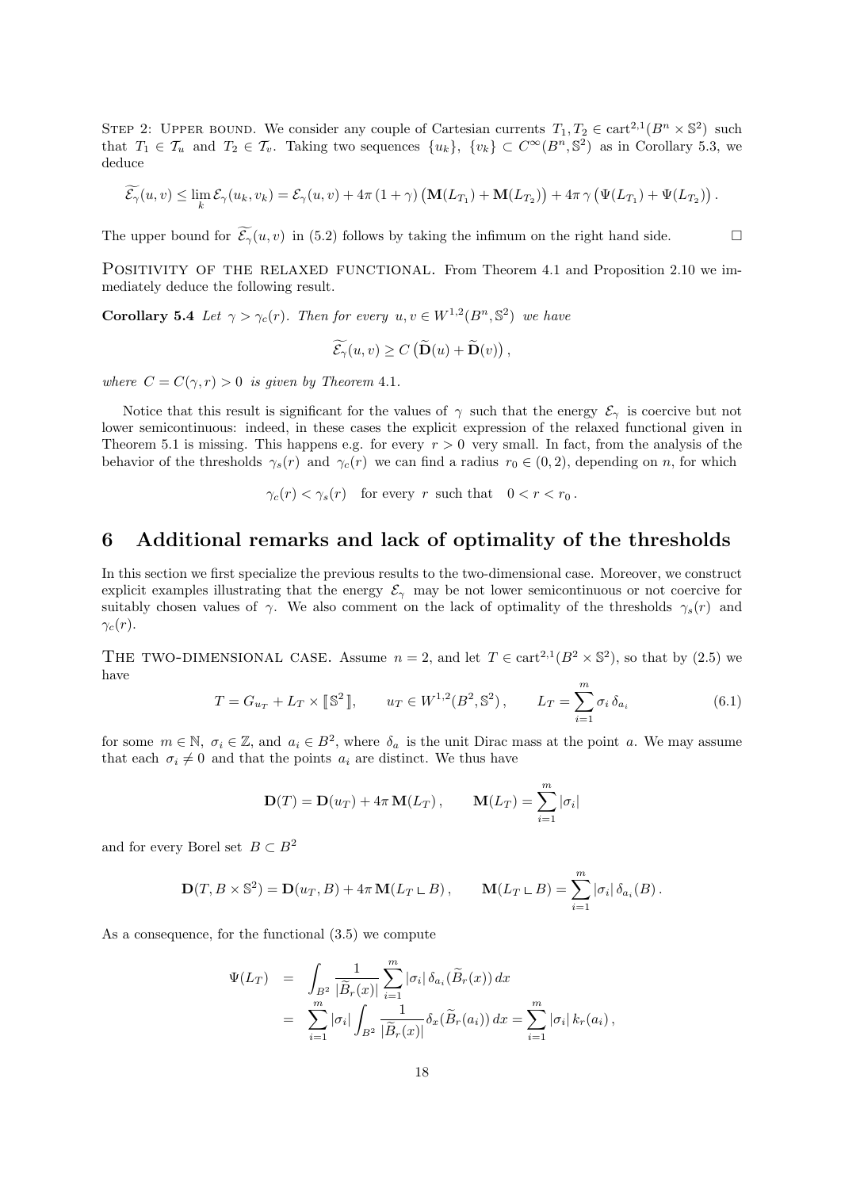STEP 2: UPPER BOUND. We consider any couple of Cartesian currents $T_1, T_2 \in \text{cart}^{2,1}(B^n \times \mathbb{S}^2)$ such that $T_1 \in \mathcal{T}_u$ and $T_2 \in \mathcal{T}_v$. Taking two sequences $\{u_k\}$, $\{v_k\} \subset C^\infty(B^n, \mathbb{S}^2)$ as in Corollary 5.3, we deduce

$$\widetilde{\mathcal{E}_\gamma}(u,v) \le \lim_k \mathcal{E}_\gamma(u_k, v_k) = \mathcal{E}_\gamma(u,v) + 4\pi\,(1+\gamma)\,\big(\mathbf{M}(L_{T_1}) + \mathbf{M}(L_{T_2})\big) + 4\pi\,\gamma\,\big(\Psi(L_{T_1}) + \Psi(L_{T_2})\big)\,.$$

The upper bound for $\widetilde{\mathcal{E}_\gamma}(u,v)$ in (5.2) follows by taking the infimum on the right hand side. $\square$

POSITIVITY OF THE RELAXED FUNCTIONAL. From Theorem 4.1 and Proposition 2.10 we immediately deduce the following result.

**Corollary 5.4** *Let $\gamma > \gamma_c(r)$. Then for every $u, v \in W^{1,2}(B^n, \mathbb{S}^2)$ we have*

$$\widetilde{\mathcal{E}_\gamma}(u,v) \ge C\,\big(\widetilde{\mathbf{D}}(u) + \widetilde{\mathbf{D}}(v)\big)\,,$$

*where $C = C(\gamma, r) > 0$ is given by Theorem 4.1.*

Notice that this result is significant for the values of $\gamma$ such that the energy $\mathcal{E}_\gamma$ is coercive but not lower semicontinuous: indeed, in these cases the explicit expression of the relaxed functional given in Theorem 5.1 is missing. This happens e.g. for every $r > 0$ very small. In fact, from the analysis of the behavior of the thresholds $\gamma_s(r)$ and $\gamma_c(r)$ we can find a radius $r_0 \in (0,2)$, depending on $n$, for which

$$\gamma_c(r) < \gamma_s(r) \quad \text{for every } r \text{ such that } \quad 0 < r < r_0\,.$$

# 6 Additional remarks and lack of optimality of the thresholds

In this section we first specialize the previous results to the two-dimensional case. Moreover, we construct explicit examples illustrating that the energy $\mathcal{E}_\gamma$ may be not lower semicontinuous or not coercive for suitably chosen values of $\gamma$. We also comment on the lack of optimality of the thresholds $\gamma_s(r)$ and $\gamma_c(r)$.

THE TWO-DIMENSIONAL CASE. Assume $n = 2$, and let $T \in \text{cart}^{2,1}(B^2 \times \mathbb{S}^2)$, so that by (2.5) we have

$$T = G_{u_T} + L_T \times [\![\mathbb{S}^2]\!], \qquad u_T \in W^{1,2}(B^2, \mathbb{S}^2)\,, \qquad L_T = \sum_{i=1}^m \sigma_i\,\delta_{a_i} \tag{6.1}$$

for some $m \in \mathbb{N}$, $\sigma_i \in \mathbb{Z}$, and $a_i \in B^2$, where $\delta_a$ is the unit Dirac mass at the point $a$. We may assume that each $\sigma_i \neq 0$ and that the points $a_i$ are distinct. We thus have

$$\mathbf{D}(T) = \mathbf{D}(u_T) + 4\pi\,\mathbf{M}(L_T)\,, \qquad \mathbf{M}(L_T) = \sum_{i=1}^m |\sigma_i|$$

and for every Borel set $B \subset B^2$

$$\mathbf{D}(T, B \times \mathbb{S}^2) = \mathbf{D}(u_T, B) + 4\pi\,\mathbf{M}(L_T \llcorner B)\,, \qquad \mathbf{M}(L_T \llcorner B) = \sum_{i=1}^m |\sigma_i|\,\delta_{a_i}(B)\,.$$

As a consequence, for the functional (3.5) we compute

$$\begin{aligned}
\Psi(L_T) &= \int_{B^2} \frac{1}{|\widetilde{B}_r(x)|} \sum_{i=1}^m |\sigma_i|\,\delta_{a_i}(\widetilde{B}_r(x))\,dx \\
&= \sum_{i=1}^m |\sigma_i| \int_{B^2} \frac{1}{|\widetilde{B}_r(x)|}\delta_x(\widetilde{B}_r(a_i))\,dx = \sum_{i=1}^m |\sigma_i|\,k_r(a_i)\,,
\end{aligned}$$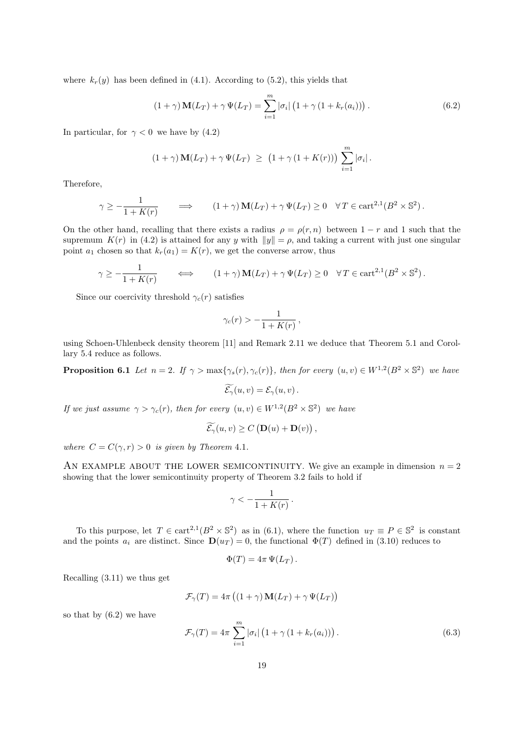where $k_r(y)$ has been defined in (4.1). According to (5.2), this yields that

$$(1+\gamma)\,\mathbf{M}(L_T) + \gamma\,\Psi(L_T) = \sum_{i=1}^m |\sigma_i|\,\big(1+\gamma\,(1+k_r(a_i))\big)\,. \tag{6.2}$$

In particular, for $\gamma < 0$ we have by (4.2)

$$(1+\gamma)\,\mathbf{M}(L_T) + \gamma\,\Psi(L_T) \;\geq\; \big(1+\gamma\,(1+K(r))\big)\,\sum_{i=1}^m |\sigma_i|\,.$$

Therefore,

$$\gamma \geq -\frac{1}{1+K(r)} \qquad \Longrightarrow \qquad (1+\gamma)\,\mathbf{M}(L_T) + \gamma\,\Psi(L_T) \geq 0 \quad \forall\, T \in \operatorname{cart}^{2,1}(B^2\times\mathbb{S}^2)\,.$$

On the other hand, recalling that there exists a radius $\rho = \rho(r,n)$ between $1-r$ and $1$ such that the supremum $K(r)$ in (4.2) is attained for any $y$ with $\|y\| = \rho$, and taking a current with just one singular point $a_1$ chosen so that $k_r(a_1) = K(r)$, we get the converse arrow, thus

$$\gamma \geq -\frac{1}{1+K(r)} \qquad \Longleftrightarrow \qquad (1+\gamma)\,\mathbf{M}(L_T) + \gamma\,\Psi(L_T) \geq 0 \quad \forall\, T \in \operatorname{cart}^{2,1}(B^2\times\mathbb{S}^2)\,.$$

Since our coercivity threshold $\gamma_c(r)$ satisfies

$$\gamma_c(r) > -\frac{1}{1+K(r)}\,,$$

using Schoen-Uhlenbeck density theorem [11] and Remark 2.11 we deduce that Theorem 5.1 and Corollary 5.4 reduce as follows.

**Proposition 6.1** *Let $n=2$. If $\gamma > \max\{\gamma_s(r),\gamma_c(r)\}$, then for every $(u,v) \in W^{1,2}(B^2\times\mathbb{S}^2)$ we have*

$$\widetilde{\mathcal{E}_\gamma}(u,v) = \mathcal{E}_\gamma(u,v)\,.$$

*If we just assume $\gamma > \gamma_c(r)$, then for every $(u,v) \in W^{1,2}(B^2\times\mathbb{S}^2)$ we have*

$$\widetilde{\mathcal{E}_\gamma}(u,v) \geq C\,\big(\mathbf{D}(u) + \mathbf{D}(v)\big)\,,$$

*where $C = C(\gamma,r) > 0$ is given by Theorem 4.1.*

An example about the lower semicontinuity. We give an example in dimension $n=2$ showing that the lower semicontinuity property of Theorem 3.2 fails to hold if

$$\gamma < -\frac{1}{1+K(r)}\,.$$

To this purpose, let $T \in \operatorname{cart}^{2,1}(B^2\times\mathbb{S}^2)$ as in (6.1), where the function $u_T \equiv P \in \mathbb{S}^2$ is constant and the points $a_i$ are distinct. Since $\mathbf{D}(u_T) = 0$, the functional $\Phi(T)$ defined in (3.10) reduces to

$$\Phi(T) = 4\pi\,\Psi(L_T)\,.$$

Recalling (3.11) we thus get

$$\mathcal{F}_\gamma(T) = 4\pi\,\big((1+\gamma)\,\mathbf{M}(L_T) + \gamma\,\Psi(L_T)\big)$$

so that by (6.2) we have

$$\mathcal{F}_\gamma(T) = 4\pi\,\sum_{i=1}^m |\sigma_i|\,\big(1+\gamma\,(1+k_r(a_i))\big)\,. \tag{6.3}$$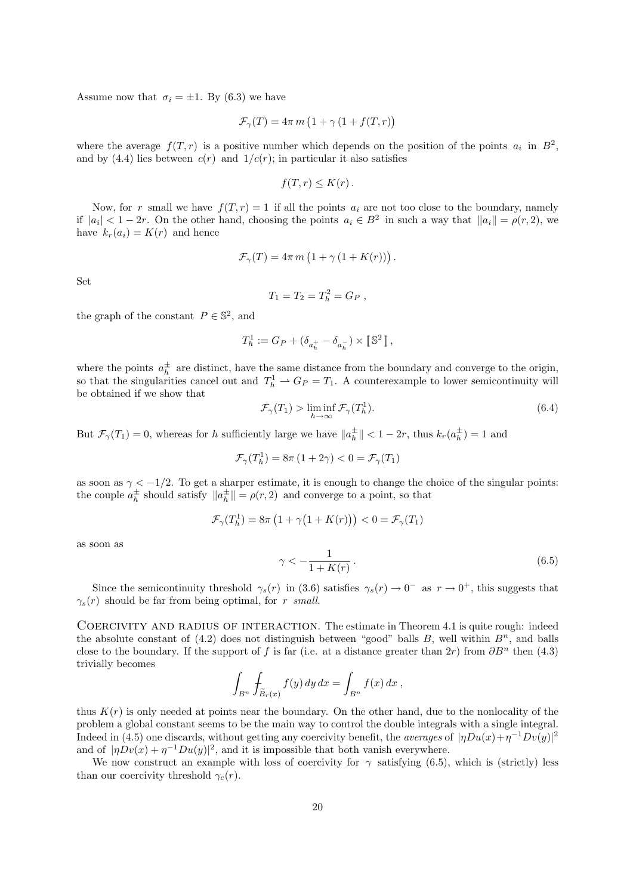Assume now that $\sigma_i = \pm 1$. By (6.3) we have

$$\mathcal{F}_\gamma(T) = 4\pi\, m\, \big(1 + \gamma\,(1 + f(T,r)\big)$$

where the average $f(T,r)$ is a positive number which depends on the position of the points $a_i$ in $B^2$, and by (4.4) lies between $c(r)$ and $1/c(r)$; in particular it also satisfies

$$f(T,r) \le K(r)\,.$$

Now, for $r$ small we have $f(T,r) = 1$ if all the points $a_i$ are not too close to the boundary, namely if $|a_i| < 1 - 2r$. On the other hand, choosing the points $a_i \in B^2$ in such a way that $\|a_i\| = \rho(r,2)$, we have $k_r(a_i) = K(r)$ and hence

$$\mathcal{F}_\gamma(T) = 4\pi\, m\, \big(1 + \gamma\,(1 + K(r))\big)\,.$$

Set

$$T_1 = T_2 = T_h^2 = G_P\ ,$$

the graph of the constant $P \in \mathbb{S}^2$, and

$$T_h^1 := G_P + (\delta_{a_h^+} - \delta_{a_h^-}) \times [\![\, \mathbb{S}^2 \,]\!]\,,$$

where the points $a_h^\pm$ are distinct, have the same distance from the boundary and converge to the origin, so that the singularities cancel out and $T_h^1 \rightharpoonup G_P = T_1$. A counterexample to lower semicontinuity will be obtained if we show that

$$\mathcal{F}_\gamma(T_1) > \liminf_{h\to\infty} \mathcal{F}_\gamma(T_h^1). \tag{6.4}$$

But $\mathcal{F}_\gamma(T_1) = 0$, whereas for $h$ sufficiently large we have $\|a_h^\pm\| < 1 - 2r$, thus $k_r(a_h^\pm) = 1$ and

$$\mathcal{F}_\gamma(T_h^1) = 8\pi\,(1 + 2\gamma) < 0 = \mathcal{F}_\gamma(T_1)$$

as soon as $\gamma < -1/2$. To get a sharper estimate, it is enough to change the choice of the singular points: the couple $a_h^\pm$ should satisfy $\|a_h^\pm\| = \rho(r,2)$ and converge to a point, so that

$$\mathcal{F}_\gamma(T_h^1) = 8\pi\,\big(1 + \gamma\big(1 + K(r)\big)\big) < 0 = \mathcal{F}_\gamma(T_1)$$

as soon as

$$\gamma < -\frac{1}{1 + K(r)}\,. \tag{6.5}$$

Since the semicontinuity threshold $\gamma_s(r)$ in (3.6) satisfies $\gamma_s(r) \to 0^-$ as $r \to 0^+$, this suggests that $\gamma_s(r)$ should be far from being optimal, for *r small*.

Coercivity and radius of interaction. The estimate in Theorem 4.1 is quite rough: indeed the absolute constant of (4.2) does not distinguish between "good" balls $B$, well within $B^n$, and balls close to the boundary. If the support of $f$ is far (i.e. at a distance greater than $2r$) from $\partial B^n$ then (4.3) trivially becomes

$$\int_{B^n} \fint_{\widetilde{B}_r(x)} f(y)\, dy\, dx = \int_{B^n} f(x)\, dx\ ,$$

thus $K(r)$ is only needed at points near the boundary. On the other hand, due to the nonlocality of the problem a global constant seems to be the main way to control the double integrals with a single integral. Indeed in (4.5) one discards, without getting any coercivity benefit, the *averages* of $|\eta Du(x) + \eta^{-1} Dv(y)|^2$ and of $|\eta Dv(x) + \eta^{-1} Du(y)|^2$, and it is impossible that both vanish everywhere.

We now construct an example with loss of coercivity for $\gamma$ satisfying (6.5), which is (strictly) less than our coercivity threshold $\gamma_c(r)$.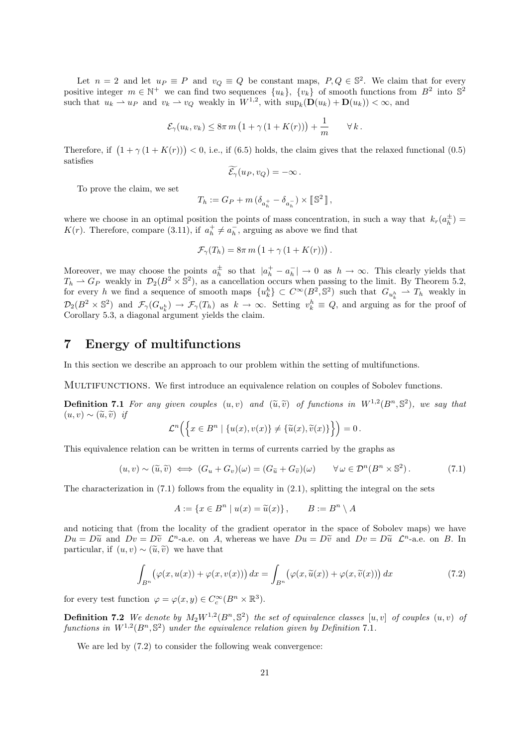Let $n = 2$ and let $u_P \equiv P$ and $v_Q \equiv Q$ be constant maps, $P, Q \in \mathbb{S}^2$. We claim that for every positive integer $m \in \mathbb{N}^+$ we can find two sequences $\{u_k\}$, $\{v_k\}$ of smooth functions from $B^2$ into $\mathbb{S}^2$ such that $u_k \rightharpoonup u_P$ and $v_k \rightharpoonup v_Q$ weakly in $W^{1,2}$, with $\sup_k(\mathbf{D}(u_k) + \mathbf{D}(u_k)) < \infty$, and

$$\mathcal{E}_\gamma(u_k, v_k) \leq 8\pi\, m\left(1 + \gamma\,(1 + K(r))\right) + \frac{1}{m} \qquad \forall\, k\,.$$

Therefore, if $\left(1 + \gamma\,(1 + K(r))\right) < 0$, i.e., if (6.5) holds, the claim gives that the relaxed functional (0.5) satisfies

$$\widetilde{\mathcal{E}_\gamma}(u_P, v_Q) = -\infty\,.$$

To prove the claim, we set

$$T_h := G_P + m\,(\delta_{a_h^+} - \delta_{a_h^-}) \times [\![\, \mathbb{S}^2 \,]\!]\,,$$

where we choose in an optimal position the points of mass concentration, in such a way that $k_r(a_h^\pm) = K(r)$. Therefore, compare (3.11), if $a_h^+ \neq a_h^-$, arguing as above we find that

$$\mathcal{F}_\gamma(T_h) = 8\pi\, m\left(1 + \gamma\,(1 + K(r))\right).$$

Moreover, we may choose the points $a_h^\pm$ so that $|a_h^+ - a_h^-| \to 0$ as $h \to \infty$. This clearly yields that $T_h \rightharpoonup G_P$ weakly in $\mathcal{D}_2(B^2 \times \mathbb{S}^2)$, as a cancellation occurs when passing to the limit. By Theorem 5.2, for every $h$ we find a sequence of smooth maps $\{u_k^h\} \subset C^\infty(B^2, \mathbb{S}^2)$ such that $G_{u_k^h} \rightharpoonup T_h$ weakly in $\mathcal{D}_2(B^2 \times \mathbb{S}^2)$ and $\mathcal{F}_\gamma(G_{u_k^h}) \to \mathcal{F}_\gamma(T_h)$ as $k \to \infty$. Setting $v_k^h \equiv Q$, and arguing as for the proof of Corollary 5.3, a diagonal argument yields the claim.

# 7 Energy of multifunctions

In this section we describe an approach to our problem within the setting of multifunctions.

MULTIFUNCTIONS. We first introduce an equivalence relation on couples of Sobolev functions.

**Definition 7.1** *For any given couples $(u, v)$ and $(\widetilde{u}, \widetilde{v})$ of functions in $W^{1,2}(B^n, \mathbb{S}^2)$, we say that $(u, v) \sim (\widetilde{u}, \widetilde{v})$ if*

$$\mathcal{L}^n\Big(\Big\{x \in B^n \mid \{u(x), v(x)\} \neq \{\widetilde{u}(x), \widetilde{v}(x)\}\Big\}\Big) = 0\,.$$

This equivalence relation can be written in terms of currents carried by the graphs as

$$(u, v) \sim (\widetilde{u}, \widetilde{v}) \iff (G_u + G_v)(\omega) = (G_{\widetilde{u}} + G_{\widetilde{v}})(\omega) \qquad \forall\, \omega \in \mathcal{D}^n(B^n \times \mathbb{S}^2)\,. \tag{7.1}$$

The characterization in (7.1) follows from the equality in (2.1), splitting the integral on the sets

$$A := \{x \in B^n \mid u(x) = \widetilde{u}(x)\}\,, \qquad B := B^n \setminus A$$

and noticing that (from the locality of the gradient operator in the space of Sobolev maps) we have $Du = D\widetilde{u}$ and $Dv = D\widetilde{v}$ $\mathcal{L}^n$-a.e. on $A$, whereas we have $Du = D\widetilde{v}$ and $Dv = D\widetilde{u}$ $\mathcal{L}^n$-a.e. on $B$. In particular, if $(u, v) \sim (\widetilde{u}, \widetilde{v})$ we have that

$$\int_{B^n} \big(\varphi(x, u(x)) + \varphi(x, v(x))\big)\, dx = \int_{B^n} \big(\varphi(x, \widetilde{u}(x)) + \varphi(x, \widetilde{v}(x))\big)\, dx \tag{7.2}$$

for every test function $\varphi = \varphi(x, y) \in C_c^\infty(B^n \times \mathbb{R}^3)$.

**Definition 7.2** *We denote by $M_2W^{1,2}(B^n, \mathbb{S}^2)$ the set of equivalence classes $[u, v]$ of couples $(u, v)$ of functions in $W^{1,2}(B^n, \mathbb{S}^2)$ under the equivalence relation given by Definition 7.1.*

We are led by (7.2) to consider the following weak convergence: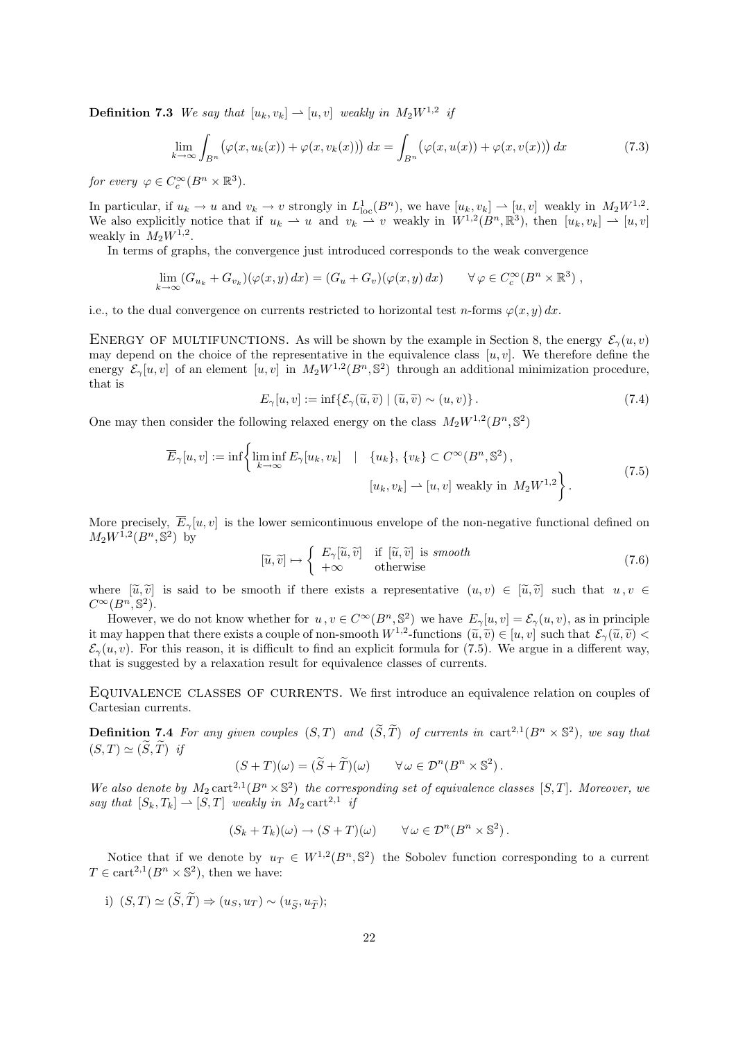**Definition 7.3** *We say that* $[u_k, v_k] \rightharpoonup [u,v]$ *weakly in* $M_2W^{1,2}$ *if*

$$\lim_{k\to\infty} \int_{B^n} \big(\varphi(x,u_k(x)) + \varphi(x,v_k(x))\big)\,dx = \int_{B^n} \big(\varphi(x,u(x)) + \varphi(x,v(x))\big)\,dx \tag{7.3}$$

*for every* $\varphi \in C_c^\infty(B^n \times \mathbb{R}^3)$.

In particular, if $u_k \to u$ and $v_k \to v$ strongly in $L^1_{\rm loc}(B^n)$, we have $[u_k, v_k] \rightharpoonup [u,v]$ weakly in $M_2W^{1,2}$. We also explicitly notice that if $u_k \rightharpoonup u$ and $v_k \rightharpoonup v$ weakly in $W^{1,2}(B^n,\mathbb{R}^3)$, then $[u_k,v_k] \rightharpoonup [u,v]$ weakly in $M_2W^{1,2}$.

In terms of graphs, the convergence just introduced corresponds to the weak convergence

$$\lim_{k\to\infty} (G_{u_k} + G_{v_k})(\varphi(x,y)\,dx) = (G_u + G_v)(\varphi(x,y)\,dx) \qquad \forall\, \varphi \in C_c^\infty(B^n\times\mathbb{R}^3)\,,$$

i.e., to the dual convergence on currents restricted to horizontal test $n$-forms $\varphi(x,y)\,dx$.

Energy of multifunctions. As will be shown by the example in Section 8, the energy $\mathcal{E}_\gamma(u,v)$ may depend on the choice of the representative in the equivalence class $[u,v]$. We therefore define the energy $\mathcal{E}_\gamma[u,v]$ of an element $[u,v]$ in $M_2W^{1,2}(B^n,\mathbb{S}^2)$ through an additional minimization procedure, that is

$$E_\gamma[u,v] := \inf\{\mathcal{E}_\gamma(\widetilde{u},\widetilde{v}) \mid (\widetilde{u},\widetilde{v}) \sim (u,v)\}\,. \tag{7.4}$$

One may then consider the following relaxed energy on the class $M_2W^{1,2}(B^n,\mathbb{S}^2)$

$$\overline{E}_\gamma[u,v] := \inf\bigg\{ \liminf_{k\to\infty} E_\gamma[u_k,v_k] \quad | \quad \{u_k\},\, \{v_k\} \subset C^\infty(B^n,\mathbb{S}^2)\,, \\ [u_k,v_k] \rightharpoonup [u,v] \text{ weakly in } M_2W^{1,2} \bigg\}\,. \tag{7.5}$$

More precisely, $\overline{E}_\gamma[u,v]$ is the lower semicontinuous envelope of the non-negative functional defined on $M_2W^{1,2}(B^n,\mathbb{S}^2)$ by

$$[\widetilde{u},\widetilde{v}] \mapsto \begin{cases} E_\gamma[\widetilde{u},\widetilde{v}] & \text{if } [\widetilde{u},\widetilde{v}] \text{ is } smooth \\ +\infty & \text{otherwise} \end{cases} \tag{7.6}$$

where $[\widetilde{u},\widetilde{v}]$ is said to be smooth if there exists a representative $(u,v) \in [\widetilde{u},\widetilde{v}]$ such that $u\,,v \in C^\infty(B^n,\mathbb{S}^2)$.

However, we do not know whether for $u\,,v \in C^\infty(B^n,\mathbb{S}^2)$ we have $E_\gamma[u,v] = \mathcal{E}_\gamma(u,v)$, as in principle it may happen that there exists a couple of non-smooth $W^{1,2}$-functions $(\widetilde{u},\widetilde{v}) \in [u,v]$ such that $\mathcal{E}_\gamma(\widetilde{u},\widetilde{v}) < \mathcal{E}_\gamma(u,v)$. For this reason, it is difficult to find an explicit formula for (7.5). We argue in a different way, that is suggested by a relaxation result for equivalence classes of currents.

Equivalence classes of currents. We first introduce an equivalence relation on couples of Cartesian currents.

**Definition 7.4** *For any given couples* $(S,T)$ *and* $(\widetilde{S},\widetilde{T})$ *of currents in* $\text{cart}^{2,1}(B^n\times\mathbb{S}^2)$*, we say that* $(S,T) \simeq (\widetilde{S},\widetilde{T})$ *if*

$$(S+T)(\omega) = (\widetilde{S}+\widetilde{T})(\omega) \qquad \forall\,\omega \in \mathcal{D}^n(B^n\times\mathbb{S}^2)\,.$$

*We also denote by* $M_2\,\text{cart}^{2,1}(B^n\times\mathbb{S}^2)$ *the corresponding set of equivalence classes* $[S,T]$*. Moreover, we say that* $[S_k,T_k] \rightharpoonup [S,T]$ *weakly in* $M_2\,\text{cart}^{2,1}$ *if*

$$(S_k+T_k)(\omega) \to (S+T)(\omega) \qquad \forall\,\omega \in \mathcal{D}^n(B^n\times\mathbb{S}^2)\,.$$

Notice that if we denote by $u_T \in W^{1,2}(B^n,\mathbb{S}^2)$ the Sobolev function corresponding to a current $T \in \text{cart}^{2,1}(B^n\times\mathbb{S}^2)$, then we have:

i) $(S,T) \simeq (\widetilde{S},\widetilde{T}) \Rightarrow (u_S,u_T) \sim (u_{\widetilde{S}},u_{\widetilde{T}})$;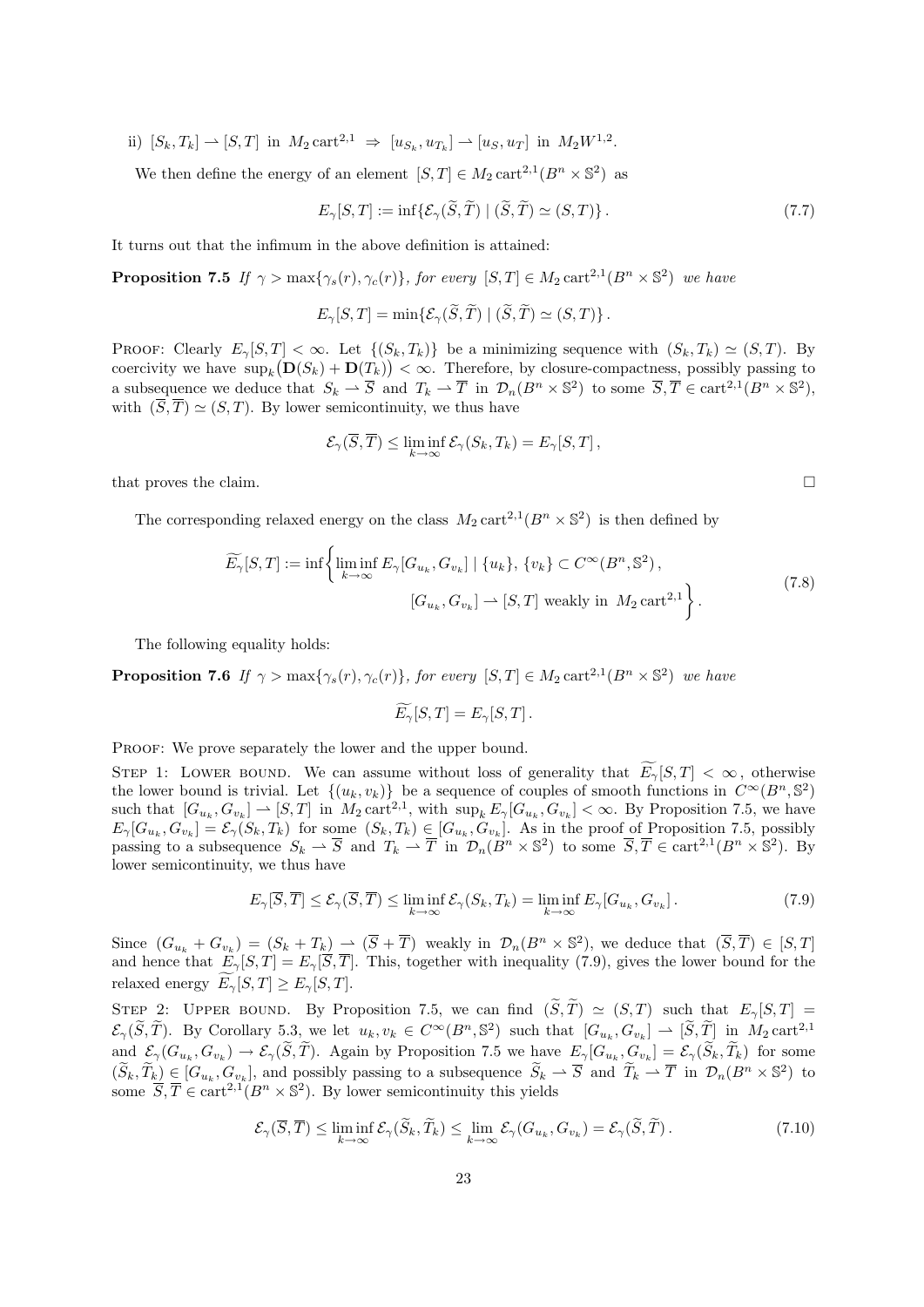ii) $[S_k, T_k] \rightharpoonup [S,T]$ in $M_2 \operatorname{cart}^{2,1}$ $\Rightarrow$ $[u_{S_k}, u_{T_k}] \rightharpoonup [u_S, u_T]$ in $M_2 W^{1,2}$.

We then define the energy of an element $[S,T] \in M_2 \operatorname{cart}^{2,1}(B^n \times \mathbb{S}^2)$ as

$$E_\gamma[S,T] := \inf\{\mathcal{E}_\gamma(\widetilde{S}, \widetilde{T}) \mid (\widetilde{S}, \widetilde{T}) \simeq (S,T)\}. \tag{7.7}$$

It turns out that the infimum in the above definition is attained:

**Proposition 7.5** *If $\gamma > \max\{\gamma_s(r), \gamma_c(r)\}$, for every $[S,T] \in M_2 \operatorname{cart}^{2,1}(B^n \times \mathbb{S}^2)$ we have*

$$E_\gamma[S,T] = \min\{\mathcal{E}_\gamma(\widetilde{S}, \widetilde{T}) \mid (\widetilde{S}, \widetilde{T}) \simeq (S,T)\}.$$

Proof: Clearly $E_\gamma[S,T] < \infty$. Let $\{(S_k, T_k)\}$ be a minimizing sequence with $(S_k, T_k) \simeq (S,T)$. By coercivity we have $\sup_k \big(\mathbf{D}(S_k) + \mathbf{D}(T_k)\big) < \infty$. Therefore, by closure-compactness, possibly passing to a subsequence we deduce that $S_k \rightharpoonup \overline{S}$ and $T_k \rightharpoonup \overline{T}$ in $\mathcal{D}_n(B^n \times \mathbb{S}^2)$ to some $\overline{S}, \overline{T} \in \operatorname{cart}^{2,1}(B^n \times \mathbb{S}^2)$, with $(\overline{S}, \overline{T}) \simeq (S,T)$. By lower semicontinuity, we thus have

$$\mathcal{E}_\gamma(\overline{S}, \overline{T}) \le \liminf_{k\to\infty} \mathcal{E}_\gamma(S_k, T_k) = E_\gamma[S,T],$$

that proves the claim. $\square$

The corresponding relaxed energy on the class $M_2 \operatorname{cart}^{2,1}(B^n \times \mathbb{S}^2)$ is then defined by

$$\widetilde{E_\gamma}[S,T] := \inf\bigg\{\liminf_{k\to\infty} E_\gamma[G_{u_k}, G_{v_k}] \mid \{u_k\}, \{v_k\} \subset C^\infty(B^n, \mathbb{S}^2), \\ [G_{u_k}, G_{v_k}] \rightharpoonup [S,T] \text{ weakly in } M_2 \operatorname{cart}^{2,1}\bigg\}. \tag{7.8}$$

The following equality holds:

**Proposition 7.6** *If $\gamma > \max\{\gamma_s(r), \gamma_c(r)\}$, for every $[S,T] \in M_2 \operatorname{cart}^{2,1}(B^n \times \mathbb{S}^2)$ we have*

$$\widetilde{E_\gamma}[S,T] = E_\gamma[S,T].$$

Proof: We prove separately the lower and the upper bound.

Step 1: Lower bound. We can assume without loss of generality that $\widetilde{E_\gamma}[S,T] < \infty$, otherwise the lower bound is trivial. Let $\{(u_k, v_k)\}$ be a sequence of couples of smooth functions in $C^\infty(B^n, \mathbb{S}^2)$ such that $[G_{u_k}, G_{v_k}] \rightharpoonup [S,T]$ in $M_2 \operatorname{cart}^{2,1}$, with $\sup_k E_\gamma[G_{u_k}, G_{v_k}] < \infty$. By Proposition 7.5, we have $E_\gamma[G_{u_k}, G_{v_k}] = \mathcal{E}_\gamma(S_k, T_k)$ for some $(S_k, T_k) \in [G_{u_k}, G_{v_k}]$. As in the proof of Proposition 7.5, possibly passing to a subsequence $S_k \rightharpoonup \overline{S}$ and $T_k \rightharpoonup \overline{T}$ in $\mathcal{D}_n(B^n \times \mathbb{S}^2)$ to some $\overline{S}, \overline{T} \in \operatorname{cart}^{2,1}(B^n \times \mathbb{S}^2)$. By lower semicontinuity, we thus have

$$E_\gamma[\overline{S}, \overline{T}] \le \mathcal{E}_\gamma(\overline{S}, \overline{T}) \le \liminf_{k\to\infty} \mathcal{E}_\gamma(S_k, T_k) = \liminf_{k\to\infty} E_\gamma[G_{u_k}, G_{v_k}]. \tag{7.9}$$

Since $(G_{u_k} + G_{v_k}) = (S_k + T_k) \rightharpoonup (\overline{S} + \overline{T})$ weakly in $\mathcal{D}_n(B^n \times \mathbb{S}^2)$, we deduce that $(\overline{S}, \overline{T}) \in [S,T]$ and hence that $E_\gamma[S,T] = E_\gamma[\overline{S}, \overline{T}]$. This, together with inequality (7.9), gives the lower bound for the relaxed energy $\widetilde{E_\gamma}[S,T] \ge E_\gamma[S,T]$.

Step 2: Upper bound. By Proposition 7.5, we can find $(\widetilde{S}, \widetilde{T}) \simeq (S,T)$ such that $E_\gamma[S,T] = \mathcal{E}_\gamma(\widetilde{S}, \widetilde{T})$. By Corollary 5.3, we let $u_k, v_k \in C^\infty(B^n, \mathbb{S}^2)$ such that $[G_{u_k}, G_{v_k}] \rightharpoonup [\widetilde{S}, \widetilde{T}]$ in $M_2 \operatorname{cart}^{2,1}$ and $\mathcal{E}_\gamma(G_{u_k}, G_{v_k}) \to \mathcal{E}_\gamma(\widetilde{S}, \widetilde{T})$. Again by Proposition 7.5 we have $E_\gamma[G_{u_k}, G_{v_k}] = \mathcal{E}_\gamma(\widetilde{S}_k, \widetilde{T}_k)$ for some $(\widetilde{S}_k, \widetilde{T}_k) \in [G_{u_k}, G_{v_k}]$, and possibly passing to a subsequence $\widetilde{S}_k \rightharpoonup \overline{S}$ and $\widetilde{T}_k \rightharpoonup \overline{T}$ in $\mathcal{D}_n(B^n \times \mathbb{S}^2)$ to some $\overline{S}, \overline{T} \in \operatorname{cart}^{2,1}(B^n \times \mathbb{S}^2)$. By lower semicontinuity this yields

$$\mathcal{E}_\gamma(\overline{S}, \overline{T}) \le \liminf_{k\to\infty} \mathcal{E}_\gamma(\widetilde{S}_k, \widetilde{T}_k) \le \lim_{k\to\infty} \mathcal{E}_\gamma(G_{u_k}, G_{v_k}) = \mathcal{E}_\gamma(\widetilde{S}, \widetilde{T}). \tag{7.10}$$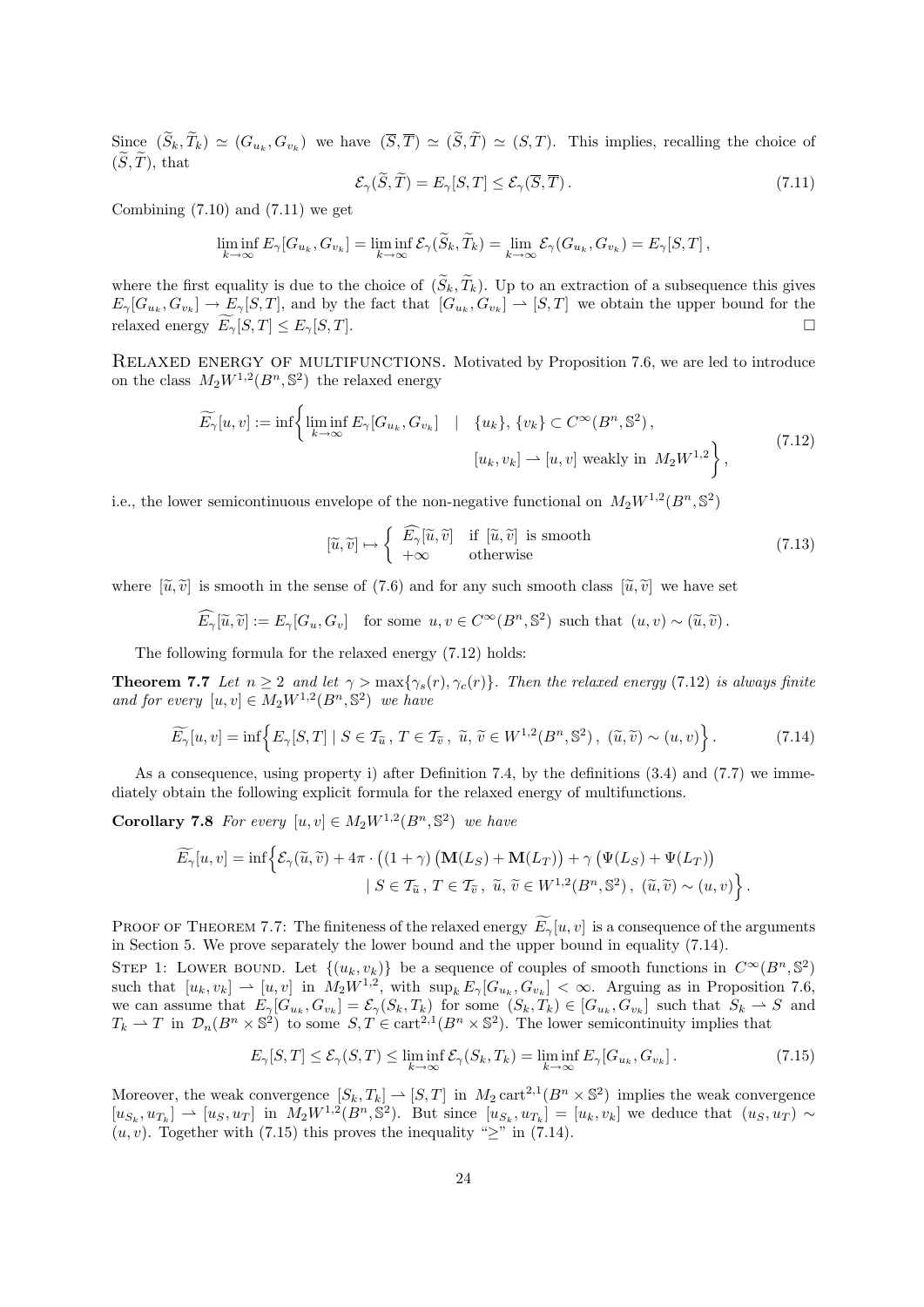Since $(\widetilde{S}_k,\widetilde{T}_k)\simeq(G_{u_k},G_{v_k})$ we have $(\overline{S},\overline{T})\simeq(\widetilde{S},\widetilde{T})\simeq(S,T)$. This implies, recalling the choice of $(\widetilde{S},\widetilde{T})$, that

$$
\mathcal{E}_\gamma(\widetilde{S},\widetilde{T})=E_\gamma[S,T]\le\mathcal{E}_\gamma(\overline{S},\overline{T})\,. \tag{7.11}
$$

Combining (7.10) and (7.11) we get

$$
\liminf_{k\to\infty}E_\gamma[G_{u_k},G_{v_k}]=\liminf_{k\to\infty}\mathcal{E}_\gamma(\widetilde{S}_k,\widetilde{T}_k)=\lim_{k\to\infty}\mathcal{E}_\gamma(G_{u_k},G_{v_k})=E_\gamma[S,T]\,,
$$

where the first equality is due to the choice of $(\widetilde{S}_k,\widetilde{T}_k)$. Up to an extraction of a subsequence this gives $E_\gamma[G_{u_k},G_{v_k}]\to E_\gamma[S,T]$, and by the fact that $[G_{u_k},G_{v_k}]\rightharpoonup[S,T]$ we obtain the upper bound for the relaxed energy $\widetilde{E_\gamma}[S,T]\le E_\gamma[S,T]$. $\square$

**Relaxed energy of multifunctions.** Motivated by Proposition 7.6, we are led to introduce on the class $M_2W^{1,2}(B^n,\mathbb{S}^2)$ the relaxed energy

$$
\widetilde{E_\gamma}[u,v]:=\inf\bigg\{\liminf_{k\to\infty}E_\gamma[G_{u_k},G_{v_k}]\quad|\quad\{u_k\},\{v_k\}\subset C^\infty(B^n,\mathbb{S}^2)\,,\\ [u_k,v_k]\rightharpoonup[u,v]\text{ weakly in }M_2W^{1,2}\bigg\}\,, \tag{7.12}
$$

i.e., the lower semicontinuous envelope of the non-negative functional on $M_2W^{1,2}(B^n,\mathbb{S}^2)$

$$
[\widetilde{u},\widetilde{v}]\mapsto\begin{cases}\widehat{E_\gamma}[\widetilde{u},\widetilde{v}] & \text{if }[\widetilde{u},\widetilde{v}]\text{ is smooth}\\ +\infty & \text{otherwise}\end{cases} \tag{7.13}
$$

where $[\widetilde{u},\widetilde{v}]$ is smooth in the sense of (7.6) and for any such smooth class $[\widetilde{u},\widetilde{v}]$ we have set

$$
\widehat{E_\gamma}[\widetilde{u},\widetilde{v}]:=E_\gamma[G_u,G_v]\quad\text{for some }u,v\in C^\infty(B^n,\mathbb{S}^2)\text{ such that }(u,v)\sim(\widetilde{u},\widetilde{v})\,.
$$

The following formula for the relaxed energy (7.12) holds:

**Theorem 7.7** *Let $n\ge2$ and let $\gamma>\max\{\gamma_s(r),\gamma_c(r)\}$. Then the relaxed energy (7.12) is always finite and for every $[u,v]\in M_2W^{1,2}(B^n,\mathbb{S}^2)$ we have*

$$
\widetilde{E_\gamma}[u,v]=\inf\Big\{E_\gamma[S,T]\mid S\in\mathcal{T}_{\widetilde{u}}\,,\,T\in\mathcal{T}_{\widetilde{v}}\,,\ \widetilde{u},\,\widetilde{v}\in W^{1,2}(B^n,\mathbb{S}^2)\,,\ (\widetilde{u},\widetilde{v})\sim(u,v)\Big\}\,. \tag{7.14}
$$

As a consequence, using property i) after Definition 7.4, by the definitions (3.4) and (7.7) we immediately obtain the following explicit formula for the relaxed energy of multifunctions.

**Corollary 7.8** *For every $[u,v]\in M_2W^{1,2}(B^n,\mathbb{S}^2)$ we have*

$$
\widetilde{E_\gamma}[u,v]=\inf\Big\{\mathcal{E}_\gamma(\widetilde{u},\widetilde{v})+4\pi\cdot\big((1+\gamma)\left(\mathbf{M}(L_S)+\mathbf{M}(L_T)\right)+\gamma\left(\Psi(L_S)+\Psi(L_T)\right)\big)\\ \mid S\in\mathcal{T}_{\widetilde{u}}\,,\,T\in\mathcal{T}_{\widetilde{v}}\,,\ \widetilde{u},\,\widetilde{v}\in W^{1,2}(B^n,\mathbb{S}^2)\,,\ (\widetilde{u},\widetilde{v})\sim(u,v)\Big\}\,.
$$

**Proof of Theorem 7.7:** The finiteness of the relaxed energy $\widetilde{E_\gamma}[u,v]$ is a consequence of the arguments in Section 5. We prove separately the lower bound and the upper bound in equality (7.14).

**Step 1: Lower bound.** Let $\{(u_k,v_k)\}$ be a sequence of couples of smooth functions in $C^\infty(B^n,\mathbb{S}^2)$ such that $[u_k,v_k]\rightharpoonup[u,v]$ in $M_2W^{1,2}$, with $\sup_k E_\gamma[G_{u_k},G_{v_k}]<\infty$. Arguing as in Proposition 7.6, we can assume that $E_\gamma[G_{u_k},G_{v_k}]=\mathcal{E}_\gamma(S_k,T_k)$ for some $(S_k,T_k)\in[G_{u_k},G_{v_k}]$ such that $S_k\rightharpoonup S$ and $T_k\rightharpoonup T$ in $\mathcal{D}_n(B^n\times\mathbb{S}^2)$ to some $S,T\in\mathrm{cart}^{2,1}(B^n\times\mathbb{S}^2)$. The lower semicontinuity implies that

$$
E_\gamma[S,T]\le\mathcal{E}_\gamma(S,T)\le\liminf_{k\to\infty}\mathcal{E}_\gamma(S_k,T_k)=\liminf_{k\to\infty}E_\gamma[G_{u_k},G_{v_k}]\,. \tag{7.15}
$$

Moreover, the weak convergence $[S_k,T_k]\rightharpoonup[S,T]$ in $M_2\,\mathrm{cart}^{2,1}(B^n\times\mathbb{S}^2)$ implies the weak convergence $[u_{S_k},u_{T_k}]\rightharpoonup[u_S,u_T]$ in $M_2W^{1,2}(B^n,\mathbb{S}^2)$. But since $[u_{S_k},u_{T_k}]=[u_k,v_k]$ we deduce that $(u_S,u_T)\sim(u,v)$. Together with (7.15) this proves the inequality "$\ge$" in (7.14).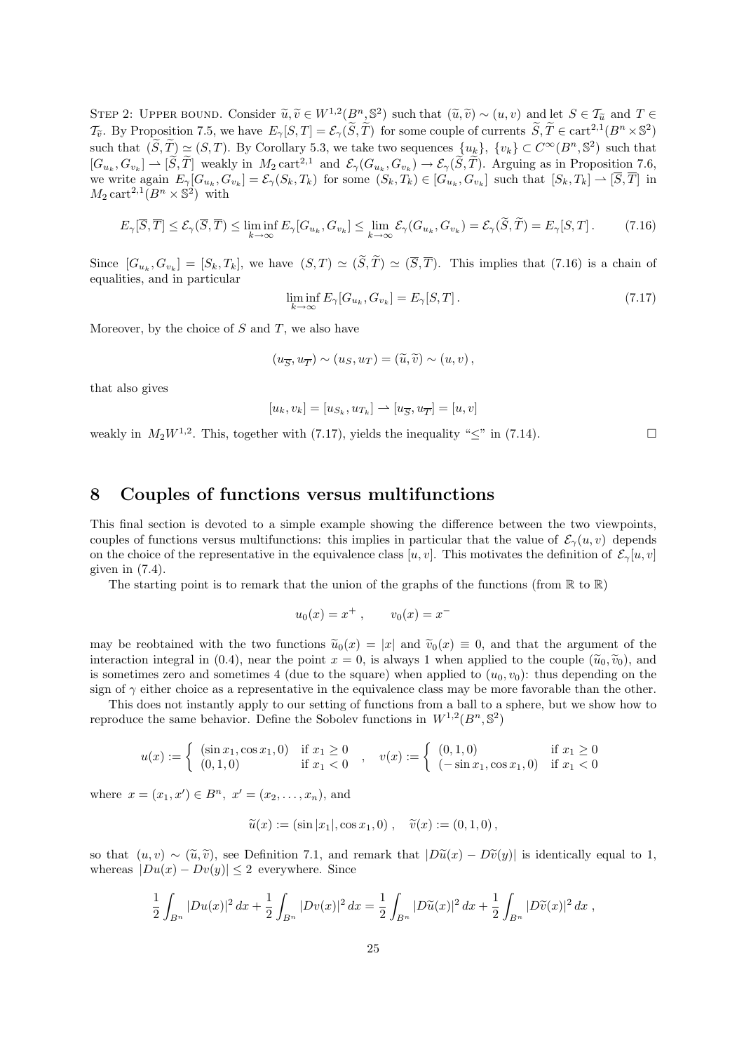STEP 2: UPPER BOUND. Consider $\widetilde{u},\widetilde{v} \in W^{1,2}(B^n,\mathbb{S}^2)$ such that $(\widetilde{u},\widetilde{v}) \sim (u,v)$ and let $S \in \mathcal{T}_{\widetilde{u}}$ and $T \in \mathcal{T}_{\widetilde{v}}$. By Proposition 7.5, we have $E_\gamma[S,T] = \mathcal{E}_\gamma(\widetilde{S},\widetilde{T})$ for some couple of currents $\widetilde{S},\widetilde{T} \in \text{cart}^{2,1}(B^n \times \mathbb{S}^2)$ such that $(\widetilde{S},\widetilde{T}) \simeq (S,T)$. By Corollary 5.3, we take two sequences $\{u_k\}$, $\{v_k\} \subset C^\infty(B^n,\mathbb{S}^2)$ such that $[G_{u_k},G_{v_k}] \rightharpoonup [\widetilde{S},\widetilde{T}]$ weakly in $M_2\,\text{cart}^{2,1}$ and $\mathcal{E}_\gamma(G_{u_k},G_{v_k}) \to \mathcal{E}_\gamma(\widetilde{S},\widetilde{T})$. Arguing as in Proposition 7.6, we write again $E_\gamma[G_{u_k},G_{v_k}] = \mathcal{E}_\gamma(S_k,T_k)$ for some $(S_k,T_k) \in [G_{u_k},G_{v_k}]$ such that $[S_k,T_k] \rightharpoonup [\overline{S},\overline{T}]$ in $M_2\,\text{cart}^{2,1}(B^n \times \mathbb{S}^2)$ with

$$
E_\gamma[\overline{S},\overline{T}] \le \mathcal{E}_\gamma(\overline{S},\overline{T}) \le \liminf_{k\to\infty} E_\gamma[G_{u_k},G_{v_k}] \le \lim_{k\to\infty} \mathcal{E}_\gamma(G_{u_k},G_{v_k}) = \mathcal{E}_\gamma(\widetilde{S},\widetilde{T}) = E_\gamma[S,T]\,. \tag{7.16}
$$

Since $[G_{u_k},G_{v_k}] = [S_k,T_k]$, we have $(S,T) \simeq (\widetilde{S},\widetilde{T}) \simeq (\overline{S},\overline{T})$. This implies that (7.16) is a chain of equalities, and in particular

$$
\liminf_{k\to\infty} E_\gamma[G_{u_k},G_{v_k}] = E_\gamma[S,T]\,. \tag{7.17}
$$

Moreover, by the choice of $S$ and $T$, we also have

$$
(u_{\overline{S}},u_{\overline{T}}) \sim (u_S,u_T) = (\widetilde{u},\widetilde{v}) \sim (u,v)\,,
$$

that also gives

$$
[u_k,v_k] = [u_{S_k},u_{T_k}] \rightharpoonup [u_{\overline{S}},u_{\overline{T}}] = [u,v]
$$

weakly in $M_2W^{1,2}$. This, together with (7.17), yields the inequality "$\le$" in (7.14). $\square$

# 8 Couples of functions versus multifunctions

This final section is devoted to a simple example showing the difference between the two viewpoints, couples of functions versus multifunctions: this implies in particular that the value of $\mathcal{E}_\gamma(u,v)$ depends on the choice of the representative in the equivalence class $[u,v]$. This motivates the definition of $\mathcal{E}_\gamma[u,v]$ given in (7.4).

The starting point is to remark that the union of the graphs of the functions (from $\mathbb{R}$ to $\mathbb{R}$)

$$
u_0(x) = x^+\,, \qquad v_0(x) = x^-
$$

may be reobtained with the two functions $\widetilde{u}_0(x) = |x|$ and $\widetilde{v}_0(x) \equiv 0$, and that the argument of the interaction integral in (0.4), near the point $x = 0$, is always 1 when applied to the couple $(\widetilde{u}_0,\widetilde{v}_0)$, and is sometimes zero and sometimes 4 (due to the square) when applied to $(u_0,v_0)$: thus depending on the sign of $\gamma$ either choice as a representative in the equivalence class may be more favorable than the other.

This does not instantly apply to our setting of functions from a ball to a sphere, but we show how to reproduce the same behavior. Define the Sobolev functions in $W^{1,2}(B^n,\mathbb{S}^2)$

$$
u(x) := \begin{cases} (\sin x_1, \cos x_1, 0) & \text{if } x_1 \ge 0 \\ (0,1,0) & \text{if } x_1 < 0 \end{cases} \quad , \quad v(x) := \begin{cases} (0,1,0) & \text{if } x_1 \ge 0 \\ (-\sin x_1, \cos x_1, 0) & \text{if } x_1 < 0 \end{cases}
$$

where $x = (x_1,x') \in B^n$, $x' = (x_2,\dots,x_n)$, and

$$
\widetilde{u}(x) := (\sin|x_1|, \cos x_1, 0)\,, \quad \widetilde{v}(x) := (0,1,0)\,,
$$

so that $(u,v) \sim (\widetilde{u},\widetilde{v})$, see Definition 7.1, and remark that $|D\widetilde{u}(x) - D\widetilde{v}(y)|$ is identically equal to 1, whereas $|Du(x) - Dv(y)| \le 2$ everywhere. Since

$$
\frac{1}{2}\int_{B^n} |Du(x)|^2\,dx + \frac{1}{2}\int_{B^n} |Dv(x)|^2\,dx = \frac{1}{2}\int_{B^n} |D\widetilde{u}(x)|^2\,dx + \frac{1}{2}\int_{B^n} |D\widetilde{v}(x)|^2\,dx\,,
$$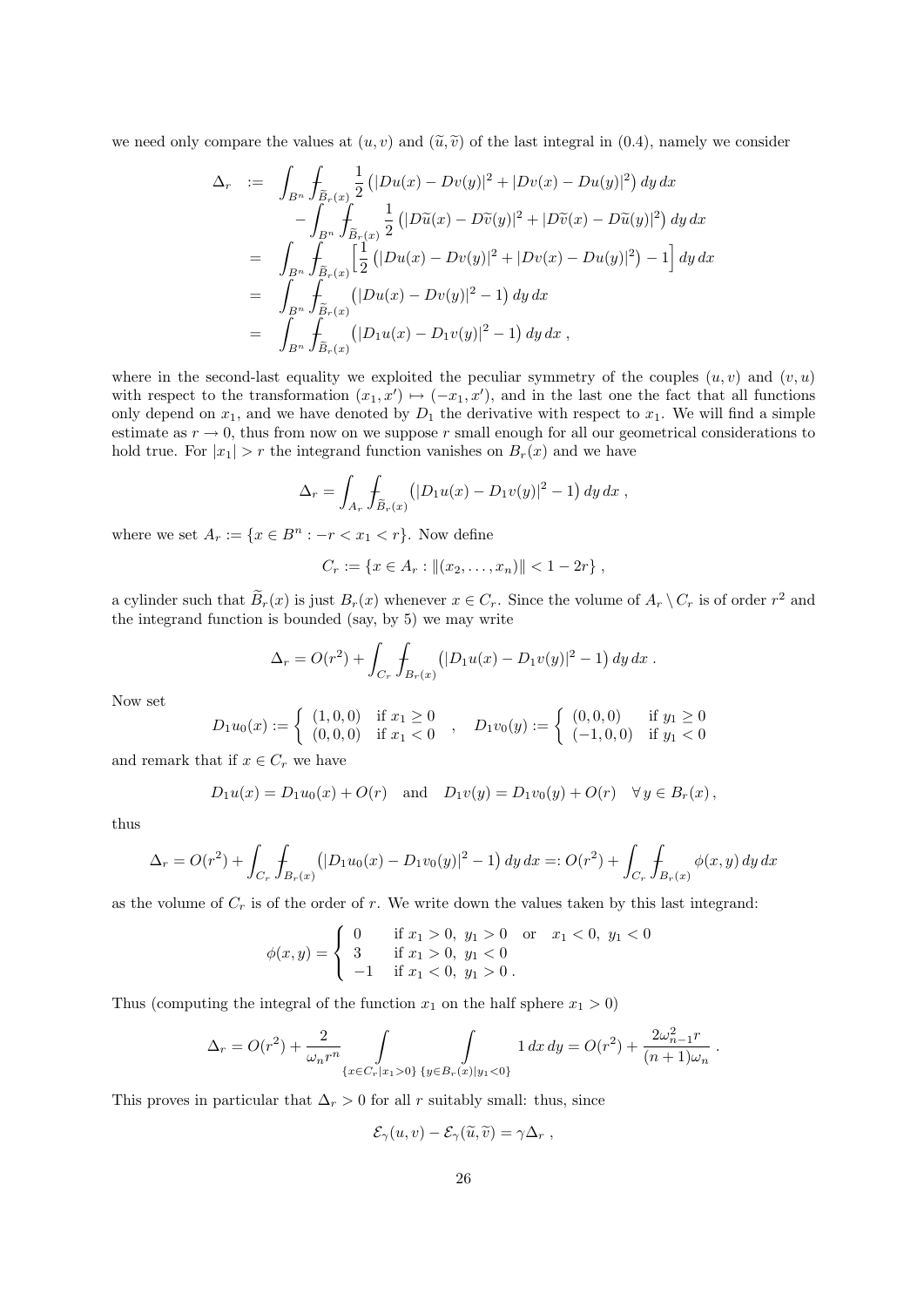we need only compare the values at $(u, v)$ and $(\widetilde{u}, \widetilde{v})$ of the last integral in (0.4), namely we consider

$$
\begin{aligned}
\Delta_r &:= \int_{B^n} \fint_{\widetilde{B}_r(x)} \frac{1}{2}\left(|Du(x) - Dv(y)|^2 + |Dv(x) - Du(y)|^2\right) dy\, dx \\
&\qquad - \int_{B^n} \fint_{\widetilde{B}_r(x)} \frac{1}{2}\left(|D\widetilde{u}(x) - D\widetilde{v}(y)|^2 + |D\widetilde{v}(x) - D\widetilde{u}(y)|^2\right) dy\, dx \\
&= \int_{B^n} \fint_{\widetilde{B}_r(x)} \Big[\frac{1}{2}\left(|Du(x) - Dv(y)|^2 + |Dv(x) - Du(y)|^2\right) - 1\Big]\, dy\, dx \\
&= \int_{B^n} \fint_{\widetilde{B}_r(x)} \left(|Du(x) - Dv(y)|^2 - 1\right) dy\, dx \\
&= \int_{B^n} \fint_{\widetilde{B}_r(x)} \left(|D_1 u(x) - D_1 v(y)|^2 - 1\right) dy\, dx\ ,
\end{aligned}
$$

where in the second-last equality we exploited the peculiar symmetry of the couples $(u, v)$ and $(v, u)$ with respect to the transformation $(x_1, x') \mapsto (-x_1, x')$, and in the last one the fact that all functions only depend on $x_1$, and we have denoted by $D_1$ the derivative with respect to $x_1$. We will find a simple estimate as $r \to 0$, thus from now on we suppose $r$ small enough for all our geometrical considerations to hold true. For $|x_1| > r$ the integrand function vanishes on $B_r(x)$ and we have

$$
\Delta_r = \int_{A_r} \fint_{\widetilde{B}_r(x)} \left(|D_1 u(x) - D_1 v(y)|^2 - 1\right) dy\, dx\ ,
$$

where we set $A_r := \{x \in B^n : -r < x_1 < r\}$. Now define

$$
C_r := \{x \in A_r : \|(x_2, \dots, x_n)\| < 1 - 2r\}\ ,
$$

a cylinder such that $\widetilde{B}_r(x)$ is just $B_r(x)$ whenever $x \in C_r$. Since the volume of $A_r \setminus C_r$ is of order $r^2$ and the integrand function is bounded (say, by 5) we may write

$$
\Delta_r = O(r^2) + \int_{C_r} \fint_{B_r(x)} \left(|D_1 u(x) - D_1 v(y)|^2 - 1\right) dy\, dx\ .
$$

Now set

$$
D_1 u_0(x) := \begin{cases} (1, 0, 0) & \text{if } x_1 \geq 0 \\ (0, 0, 0) & \text{if } x_1 < 0 \end{cases}\ , \quad D_1 v_0(y) := \begin{cases} (0, 0, 0) & \text{if } y_1 \geq 0 \\ (-1, 0, 0) & \text{if } y_1 < 0 \end{cases}
$$

and remark that if $x \in C_r$ we have

$$
D_1 u(x) = D_1 u_0(x) + O(r) \quad \text{and} \quad D_1 v(y) = D_1 v_0(y) + O(r) \quad \forall\, y \in B_r(x)\,,
$$

thus

$$
\Delta_r = O(r^2) + \int_{C_r} \fint_{B_r(x)} \left(|D_1 u_0(x) - D_1 v_0(y)|^2 - 1\right) dy\, dx =: O(r^2) + \int_{C_r} \fint_{B_r(x)} \phi(x, y)\, dy\, dx
$$

as the volume of $C_r$ is of the order of $r$. We write down the values taken by this last integrand:

$$
\phi(x, y) = \begin{cases} 0 & \text{if } x_1 > 0,\ y_1 > 0 \quad \text{or} \quad x_1 < 0,\ y_1 < 0 \\ 3 & \text{if } x_1 > 0,\ y_1 < 0 \\ -1 & \text{if } x_1 < 0,\ y_1 > 0\,. \end{cases}
$$

Thus (computing the integral of the function $x_1$ on the half sphere $x_1 > 0$)

$$
\Delta_r = O(r^2) + \frac{2}{\omega_n r^n} \int\limits_{\{x \in C_r | x_1 > 0\}} \int\limits_{\{y \in B_r(x) | y_1 < 0\}} 1\, dx\, dy = O(r^2) + \frac{2\omega_{n-1}^2 r}{(n+1)\omega_n}\ .
$$

This proves in particular that $\Delta_r > 0$ for all $r$ suitably small: thus, since

$$
\mathcal{E}_\gamma(u, v) - \mathcal{E}_\gamma(\widetilde{u}, \widetilde{v}) = \gamma \Delta_r\ ,
$$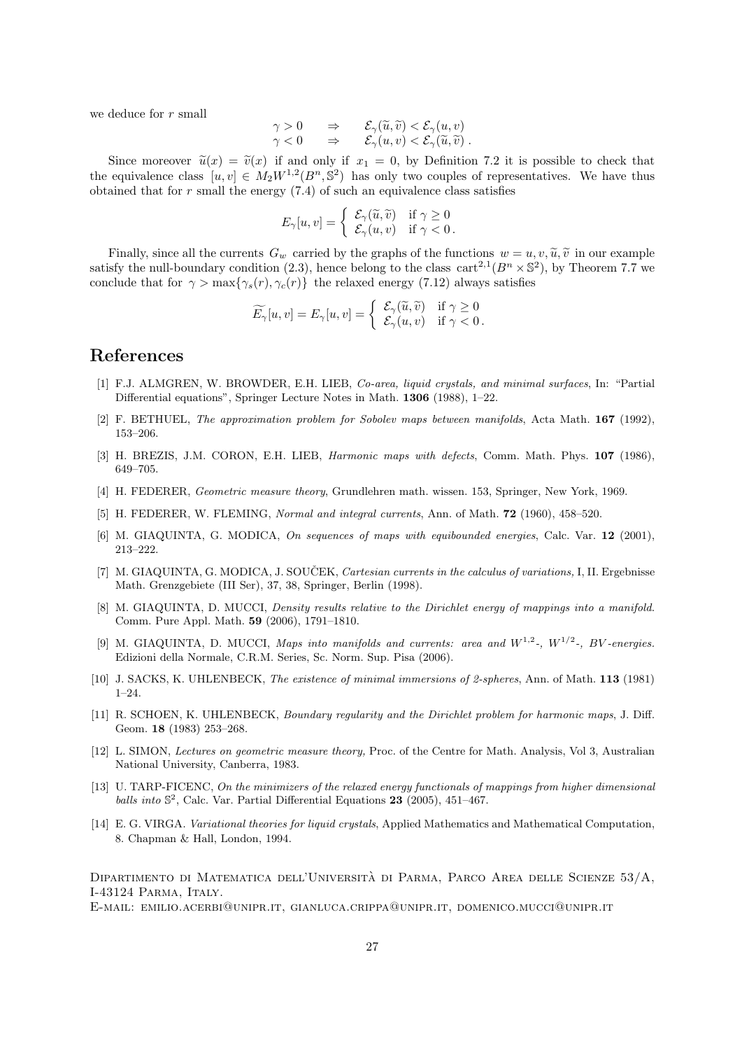we deduce for $r$ small

$$\begin{array}{lll} \gamma > 0 & \Rightarrow & \mathcal{E}_\gamma(\widetilde{u},\widetilde{v}) < \mathcal{E}_\gamma(u,v) \\ \gamma < 0 & \Rightarrow & \mathcal{E}_\gamma(u,v) < \mathcal{E}_\gamma(\widetilde{u},\widetilde{v}) \,. \end{array}$$

Since moreover $\widetilde{u}(x) = \widetilde{v}(x)$ if and only if $x_1 = 0$, by Definition 7.2 it is possible to check that the equivalence class $[u,v] \in M_2 W^{1,2}(B^n, \mathbb{S}^2)$ has only two couples of representatives. We have thus obtained that for $r$ small the energy (7.4) of such an equivalence class satisfies

$$E_\gamma[u,v] = \left\{ \begin{array}{ll} \mathcal{E}_\gamma(\widetilde{u},\widetilde{v}) & \text{if } \gamma \geq 0 \\ \mathcal{E}_\gamma(u,v) & \text{if } \gamma < 0 \,. \end{array} \right.$$

Finally, since all the currents $G_w$ carried by the graphs of the functions $w = u, v, \widetilde{u}, \widetilde{v}$ in our example satisfy the null-boundary condition (2.3), hence belong to the class $\text{cart}^{2,1}(B^n \times \mathbb{S}^2)$, by Theorem 7.7 we conclude that for $\gamma > \max\{\gamma_s(r), \gamma_c(r)\}$ the relaxed energy (7.12) always satisfies

$$\widetilde{E_\gamma}[u,v] = E_\gamma[u,v] = \left\{ \begin{array}{ll} \mathcal{E}_\gamma(\widetilde{u},\widetilde{v}) & \text{if } \gamma \geq 0 \\ \mathcal{E}_\gamma(u,v) & \text{if } \gamma < 0 \,. \end{array} \right.$$

# References

[1] F.J. ALMGREN, W. BROWDER, E.H. LIEB, *Co-area, liquid crystals, and minimal surfaces*, In: "Partial Differential equations", Springer Lecture Notes in Math. **1306** (1988), 1–22.

[2] F. BETHUEL, *The approximation problem for Sobolev maps between manifolds*, Acta Math. **167** (1992), 153–206.

[3] H. BREZIS, J.M. CORON, E.H. LIEB, *Harmonic maps with defects*, Comm. Math. Phys. **107** (1986), 649–705.

[4] H. FEDERER, *Geometric measure theory*, Grundlehren math. wissen. 153, Springer, New York, 1969.

[5] H. FEDERER, W. FLEMING, *Normal and integral currents*, Ann. of Math. **72** (1960), 458–520.

[6] M. GIAQUINTA, G. MODICA, *On sequences of maps with equibounded energies*, Calc. Var. **12** (2001), 213–222.

[7] M. GIAQUINTA, G. MODICA, J. SOUČEK, *Cartesian currents in the calculus of variations,* I, II. Ergebnisse Math. Grenzgebiete (III Ser), 37, 38, Springer, Berlin (1998).

[8] M. GIAQUINTA, D. MUCCI, *Density results relative to the Dirichlet energy of mappings into a manifold*. Comm. Pure Appl. Math. **59** (2006), 1791–1810.

[9] M. GIAQUINTA, D. MUCCI, *Maps into manifolds and currents: area and $W^{1,2}$-, $W^{1/2}$-, $BV$-energies.* Edizioni della Normale, C.R.M. Series, Sc. Norm. Sup. Pisa (2006).

[10] J. SACKS, K. UHLENBECK, *The existence of minimal immersions of 2-spheres*, Ann. of Math. **113** (1981) 1–24.

[11] R. SCHOEN, K. UHLENBECK, *Boundary regularity and the Dirichlet problem for harmonic maps*, J. Diff. Geom. **18** (1983) 253–268.

[12] L. SIMON, *Lectures on geometric measure theory,* Proc. of the Centre for Math. Analysis, Vol 3, Australian National University, Canberra, 1983.

[13] U. TARP-FICENC, *On the minimizers of the relaxed energy functionals of mappings from higher dimensional balls into $\mathbb{S}^2$*, Calc. Var. Partial Differential Equations **23** (2005), 451–467.

[14] E. G. VIRGA. *Variational theories for liquid crystals*, Applied Mathematics and Mathematical Computation, 8. Chapman & Hall, London, 1994.

Dipartimento di Matematica dell'Università di Parma, Parco Area delle Scienze 53/A, I-43124 Parma, Italy.
E-mail: emilio.acerbi@unipr.it, gianluca.crippa@unipr.it, domenico.mucci@unipr.it